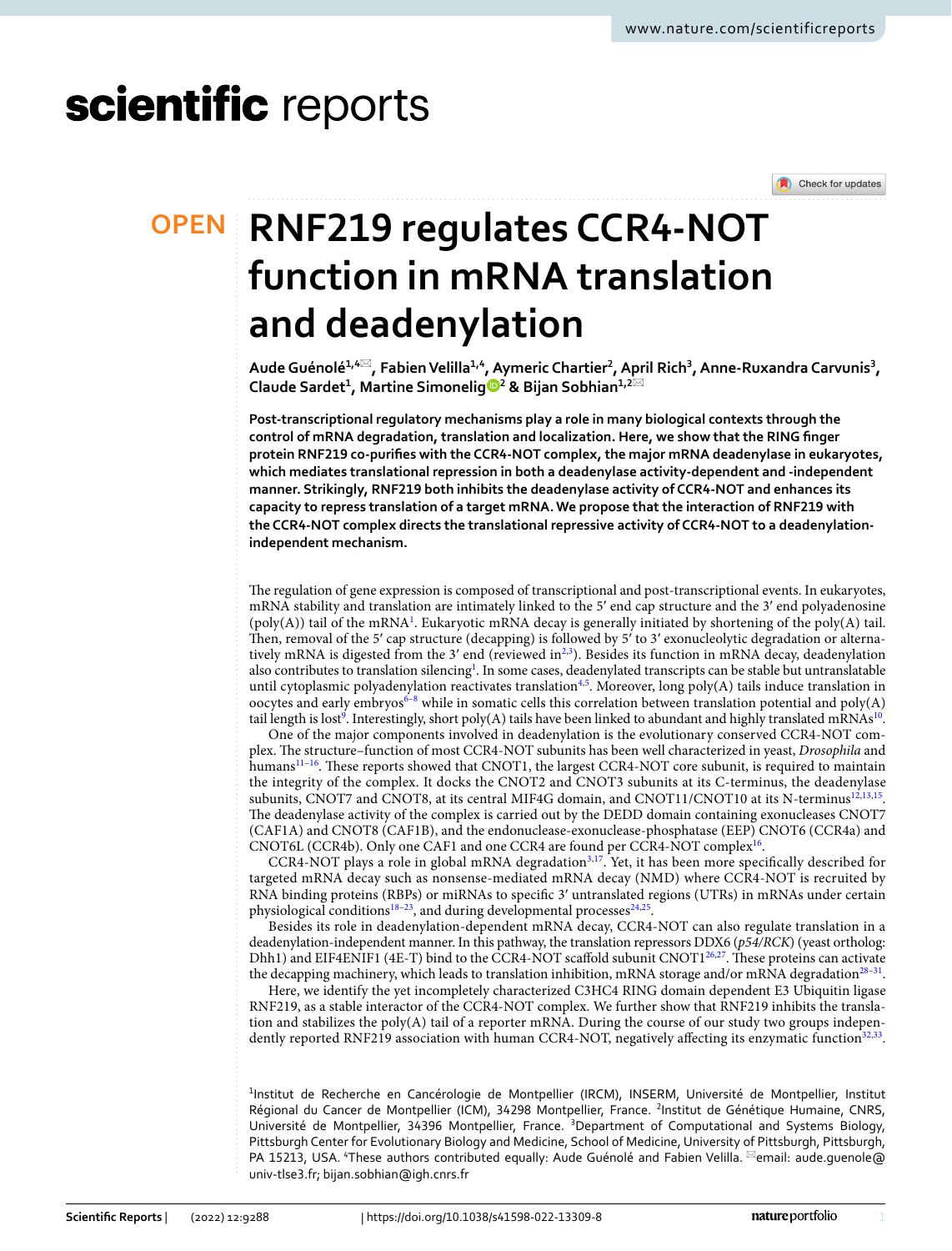OPEN

# RNF219 regulates CCR4-NOT function in mRNA translation and deadenylation

**Aude Guénolé[1,4]✉, Fabien Velilla[1,4], Aymeric Chartier[2], April Rich[3], Anne-Ruxandra Carvunis[3], Claude Sardet[1], Martine Simonelig[2] & Bijan Sobhian[1,2]✉**

**Post-transcriptional regulatory mechanisms play a role in many biological contexts through the control of mRNA degradation, translation and localization. Here, we show that the RING finger protein RNF219 co-purifies with the CCR4-NOT complex, the major mRNA deadenylase in eukaryotes, which mediates translational repression in both a deadenylase activity-dependent and -independent manner. Strikingly, RNF219 both inhibits the deadenylase activity of CCR4-NOT and enhances its capacity to repress translation of a target mRNA. We propose that the interaction of RNF219 with the CCR4-NOT complex directs the translational repressive activity of CCR4-NOT to a deadenylation-independent mechanism.**

The regulation of gene expression is composed of transcriptional and post-transcriptional events. In eukaryotes, mRNA stability and translation are intimately linked to the 5′ end cap structure and the 3′ end polyadenosine (poly(A)) tail of the mRNA[1]. Eukaryotic mRNA decay is generally initiated by shortening of the poly(A) tail. Then, removal of the 5′ cap structure (decapping) is followed by 5′ to 3′ exonucleolytic degradation or alternatively mRNA is digested from the 3′ end (reviewed in[2,3]). Besides its function in mRNA decay, deadenylation also contributes to translation silencing[1]. In some cases, deadenylated transcripts can be stable but untranslatable until cytoplasmic polyadenylation reactivates translation[4,5]. Moreover, long poly(A) tails induce translation in oocytes and early embryos[6–8] while in somatic cells this correlation between translation potential and poly(A) tail length is lost[9]. Interestingly, short poly(A) tails have been linked to abundant and highly translated mRNAs[10].

One of the major components involved in deadenylation is the evolutionary conserved CCR4-NOT complex. The structure–function of most CCR4-NOT subunits has been well characterized in yeast, *Drosophila* and humans[11–16]. These reports showed that CNOT1, the largest CCR4-NOT core subunit, is required to maintain the integrity of the complex. It docks the CNOT2 and CNOT3 subunits at its C-terminus, the deadenylase subunits, CNOT7 and CNOT8, at its central MIF4G domain, and CNOT11/CNOT10 at its N-terminus[12,13,15]. The deadenylase activity of the complex is carried out by the DEDD domain containing exonucleases CNOT7 (CAF1A) and CNOT8 (CAF1B), and the endonuclease-exonuclease-phosphatase (EEP) CNOT6 (CCR4a) and CNOT6L (CCR4b). Only one CAF1 and one CCR4 are found per CCR4-NOT complex[16].

CCR4-NOT plays a role in global mRNA degradation[3,17]. Yet, it has been more specifically described for targeted mRNA decay such as nonsense-mediated mRNA decay (NMD) where CCR4-NOT is recruited by RNA binding proteins (RBPs) or miRNAs to specific 3′ untranslated regions (UTRs) in mRNAs under certain physiological conditions[18–23], and during developmental processes[24,25].

Besides its role in deadenylation-dependent mRNA decay, CCR4-NOT can also regulate translation in a deadenylation-independent manner. In this pathway, the translation repressors DDX6 (*p54/RCK*) (yeast ortholog: Dhh1) and EIF4ENIF1 (4E-T) bind to the CCR4-NOT scaffold subunit CNOT1[26,27]. These proteins can activate the decapping machinery, which leads to translation inhibition, mRNA storage and/or mRNA degradation[28–31].

Here, we identify the yet incompletely characterized C3HC4 RING domain dependent E3 Ubiquitin ligase RNF219, as a stable interactor of the CCR4-NOT complex. We further show that RNF219 inhibits the translation and stabilizes the poly(A) tail of a reporter mRNA. During the course of our study two groups independently reported RNF219 association with human CCR4-NOT, negatively affecting its enzymatic function[32,33].

[1]Institut de Recherche en Cancérologie de Montpellier (IRCM), INSERM, Université de Montpellier, Institut Régional du Cancer de Montpellier (ICM), 34298 Montpellier, France. [2]Institut de Génétique Humaine, CNRS, Université de Montpellier, 34396 Montpellier, France. [3]Department of Computational and Systems Biology, Pittsburgh Center for Evolutionary Biology and Medicine, School of Medicine, University of Pittsburgh, Pittsburgh, PA 15213, USA. [4]These authors contributed equally: Aude Guénolé and Fabien Velilla. ✉email: aude.guenole@univ-tlse3.fr; bijan.sobhian@igh.cnrs.fr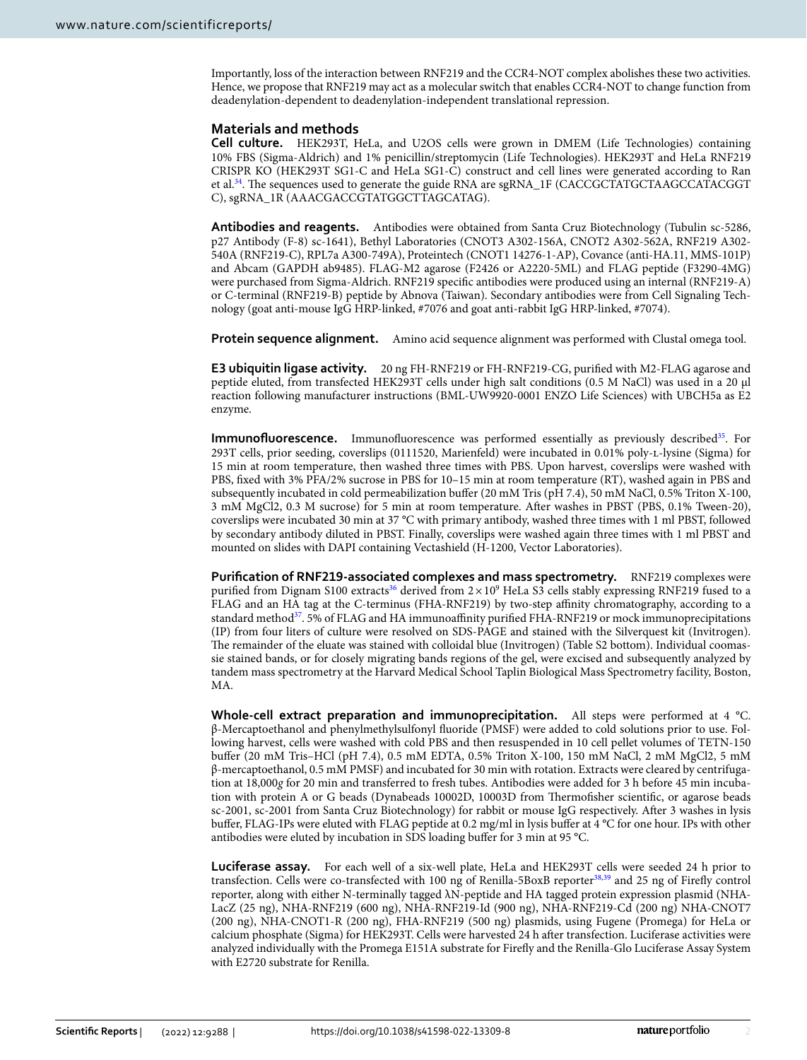Importantly, loss of the interaction between RNF219 and the CCR4-NOT complex abolishes these two activities. Hence, we propose that RNF219 may act as a molecular switch that enables CCR4-NOT to change function from deadenylation-dependent to deadenylation-independent translational repression.

## Materials and methods

**Cell culture.** HEK293T, HeLa, and U2OS cells were grown in DMEM (Life Technologies) containing 10% FBS (Sigma-Aldrich) and 1% penicillin/streptomycin (Life Technologies). HEK293T and HeLa RNF219 CRISPR KO (HEK293T SG1-C and HeLa SG1-C) construct and cell lines were generated according to Ran et al.[34]. The sequences used to generate the guide RNA are sgRNA_1F (CACCGCTATGCTAAGCCATACGGT C), sgRNA_1R (AAACGACCGTATGGCTTAGCATAG).

**Antibodies and reagents.** Antibodies were obtained from Santa Cruz Biotechnology (Tubulin sc-5286, p27 Antibody (F-8) sc-1641), Bethyl Laboratories (CNOT3 A302-156A, CNOT2 A302-562A, RNF219 A302-540A (RNF219-C), RPL7a A300-749A), Proteintech (CNOT1 14276-1-AP), Covance (anti-HA.11, MMS-101P) and Abcam (GAPDH ab9485). FLAG-M2 agarose (F2426 or A2220-5ML) and FLAG peptide (F3290-4MG) were purchased from Sigma-Aldrich. RNF219 specific antibodies were produced using an internal (RNF219-A) or C-terminal (RNF219-B) peptide by Abnova (Taiwan). Secondary antibodies were from Cell Signaling Technology (goat anti-mouse IgG HRP-linked, #7076 and goat anti-rabbit IgG HRP-linked, #7074).

**Protein sequence alignment.** Amino acid sequence alignment was performed with Clustal omega tool.

**E3 ubiquitin ligase activity.** 20 ng FH-RNF219 or FH-RNF219-CG, purified with M2-FLAG agarose and peptide eluted, from transfected HEK293T cells under high salt conditions (0.5 M NaCl) was used in a 20 µl reaction following manufacturer instructions (BML-UW9920-0001 ENZO Life Sciences) with UBCH5a as E2 enzyme.

**Immunofluorescence.** Immunofluorescence was performed essentially as previously described[35]. For 293T cells, prior seeding, coverslips (0111520, Marienfeld) were incubated in 0.01% poly-L-lysine (Sigma) for 15 min at room temperature, then washed three times with PBS. Upon harvest, coverslips were washed with PBS, fixed with 3% PFA/2% sucrose in PBS for 10–15 min at room temperature (RT), washed again in PBS and subsequently incubated in cold permeabilization buffer (20 mM Tris (pH 7.4), 50 mM NaCl, 0.5% Triton X-100, 3 mM MgCl2, 0.3 M sucrose) for 5 min at room temperature. After washes in PBST (PBS, 0.1% Tween-20), coverslips were incubated 30 min at 37 °C with primary antibody, washed three times with 1 ml PBST, followed by secondary antibody diluted in PBST. Finally, coverslips were washed again three times with 1 ml PBST and mounted on slides with DAPI containing Vectashield (H-1200, Vector Laboratories).

**Purification of RNF219-associated complexes and mass spectrometry.** RNF219 complexes were purified from Dignam S100 extracts[36] derived from $2 \times 10^9$ HeLa S3 cells stably expressing RNF219 fused to a FLAG and an HA tag at the C-terminus (FHA-RNF219) by two-step affinity chromatography, according to a standard method[37]. 5% of FLAG and HA immunoaffinity purified FHA-RNF219 or mock immunoprecipitations (IP) from four liters of culture were resolved on SDS-PAGE and stained with the Silverquest kit (Invitrogen). The remainder of the eluate was stained with colloidal blue (Invitrogen) (Table S2 bottom). Individual coomassie stained bands, or for closely migrating bands regions of the gel, were excised and subsequently analyzed by tandem mass spectrometry at the Harvard Medical School Taplin Biological Mass Spectrometry facility, Boston, MA.

**Whole-cell extract preparation and immunoprecipitation.** All steps were performed at 4 °C. β-Mercaptoethanol and phenylmethylsulfonyl fluoride (PMSF) were added to cold solutions prior to use. Following harvest, cells were washed with cold PBS and then resuspended in 10 cell pellet volumes of TETN-150 buffer (20 mM Tris–HCl (pH 7.4), 0.5 mM EDTA, 0.5% Triton X-100, 150 mM NaCl, 2 mM MgCl2, 5 mM β-mercaptoethanol, 0.5 mM PMSF) and incubated for 30 min with rotation. Extracts were cleared by centrifugation at 18,000*g* for 20 min and transferred to fresh tubes. Antibodies were added for 3 h before 45 min incubation with protein A or G beads (Dynabeads 10002D, 10003D from Thermofisher scientific, or agarose beads sc-2001, sc-2001 from Santa Cruz Biotechnology) for rabbit or mouse IgG respectively. After 3 washes in lysis buffer, FLAG-IPs were eluted with FLAG peptide at 0.2 mg/ml in lysis buffer at 4 °C for one hour. IPs with other antibodies were eluted by incubation in SDS loading buffer for 3 min at 95 °C.

**Luciferase assay.** For each well of a six-well plate, HeLa and HEK293T cells were seeded 24 h prior to transfection. Cells were co-transfected with 100 ng of Renilla-5BoxB reporter[38,39] and 25 ng of Firefly control reporter, along with either N-terminally tagged λN-peptide and HA tagged protein expression plasmid (NHA-LacZ (25 ng), NHA-RNF219 (600 ng), NHA-RNF219-Id (900 ng), NHA-RNF219-Cd (200 ng) NHA-CNOT7 (200 ng), NHA-CNOT1-R (200 ng), FHA-RNF219 (500 ng) plasmids, using Fugene (Promega) for HeLa or calcium phosphate (Sigma) for HEK293T. Cells were harvested 24 h after transfection. Luciferase activities were analyzed individually with the Promega E151A substrate for Firefly and the Renilla-Glo Luciferase Assay System with E2720 substrate for Renilla.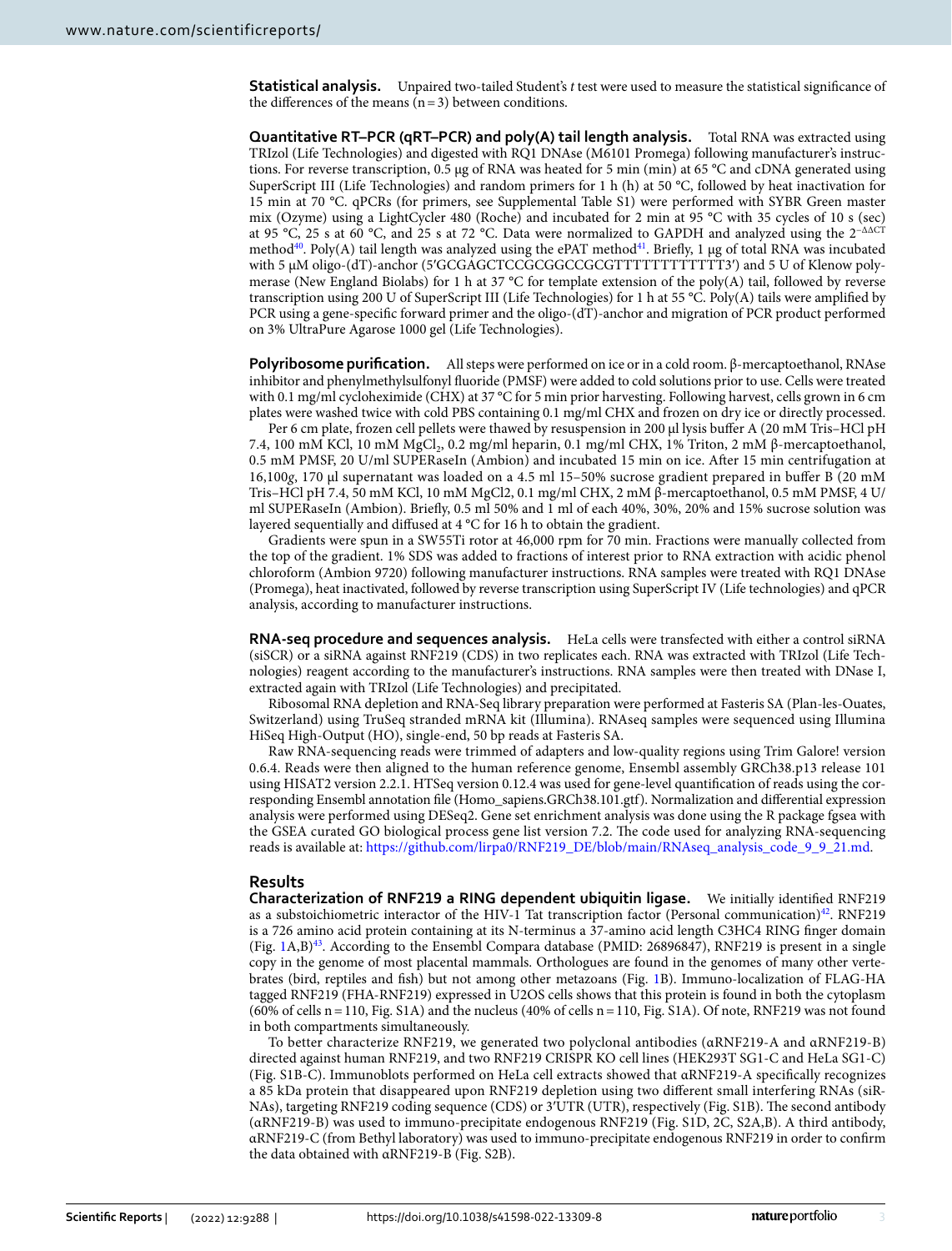**Statistical analysis.** Unpaired two-tailed Student's *t* test were used to measure the statistical significance of the differences of the means (n = 3) between conditions.

**Quantitative RT–PCR (qRT–PCR) and poly(A) tail length analysis.** Total RNA was extracted using TRIzol (Life Technologies) and digested with RQ1 DNAse (M6101 Promega) following manufacturer's instructions. For reverse transcription, 0.5 µg of RNA was heated for 5 min (min) at 65 °C and cDNA generated using SuperScript III (Life Technologies) and random primers for 1 h (h) at 50 °C, followed by heat inactivation for 15 min at 70 °C. qPCRs (for primers, see Supplemental Table S1) were performed with SYBR Green master mix (Ozyme) using a LightCycler 480 (Roche) and incubated for 2 min at 95 °C with 35 cycles of 10 s (sec) at 95 °C, 25 s at 60 °C, and 25 s at 72 °C. Data were normalized to GAPDH and analyzed using the $2^{-\Delta\Delta CT}$ method[40]. Poly(A) tail length was analyzed using the ePAT method[41]. Briefly, 1 µg of total RNA was incubated with 5 µM oligo-(dT)-anchor (5′GCGAGCTCCGCGGCCGCGTTTTTTTTTTTT3′) and 5 U of Klenow polymerase (New England Biolabs) for 1 h at 37 °C for template extension of the poly(A) tail, followed by reverse transcription using 200 U of SuperScript III (Life Technologies) for 1 h at 55 °C. Poly(A) tails were amplified by PCR using a gene-specific forward primer and the oligo-(dT)-anchor and migration of PCR product performed on 3% UltraPure Agarose 1000 gel (Life Technologies).

**Polyribosome purification.** All steps were performed on ice or in a cold room. β-mercaptoethanol, RNAse inhibitor and phenylmethylsulfonyl fluoride (PMSF) were added to cold solutions prior to use. Cells were treated with 0.1 mg/ml cycloheximide (CHX) at 37 °C for 5 min prior harvesting. Following harvest, cells grown in 6 cm plates were washed twice with cold PBS containing 0.1 mg/ml CHX and frozen on dry ice or directly processed.

Per 6 cm plate, frozen cell pellets were thawed by resuspension in 200 µl lysis buffer A (20 mM Tris–HCl pH 7.4, 100 mM KCl, 10 mM $MgCl_2$, 0.2 mg/ml heparin, 0.1 mg/ml CHX, 1% Triton, 2 mM β-mercaptoethanol, 0.5 mM PMSF, 20 U/ml SUPERaseIn (Ambion) and incubated 15 min on ice. After 15 min centrifugation at 16,100*g*, 170 µl supernatant was loaded on a 4.5 ml 15–50% sucrose gradient prepared in buffer B (20 mM Tris–HCl pH 7.4, 50 mM KCl, 10 mM MgCl2, 0.1 mg/ml CHX, 2 mM β-mercaptoethanol, 0.5 mM PMSF, 4 U/ml SUPERaseIn (Ambion). Briefly, 0.5 ml 50% and 1 ml of each 40%, 30%, 20% and 15% sucrose solution was layered sequentially and diffused at 4 °C for 16 h to obtain the gradient.

Gradients were spun in a SW55Ti rotor at 46,000 rpm for 70 min. Fractions were manually collected from the top of the gradient. 1% SDS was added to fractions of interest prior to RNA extraction with acidic phenol chloroform (Ambion 9720) following manufacturer instructions. RNA samples were treated with RQ1 DNAse (Promega) heat inactivated, followed by reverse transcription using SuperScript IV (Life technologies) and qPCR analysis, according to manufacturer instructions.

**RNA-seq procedure and sequences analysis.** HeLa cells were transfected with either a control siRNA (siSCR) or a siRNA against RNF219 (CDS) in two replicates each. RNA was extracted with TRIzol (Life Technologies) reagent according to the manufacturer's instructions. RNA samples were then treated with DNase I, extracted again with TRIzol (Life Technologies) and precipitated.

Ribosomal RNA depletion and RNA-Seq library preparation were performed at Fasteris SA (Plan-les-Ouates, Switzerland) using TruSeq stranded mRNA kit (Illumina). RNAseq samples were sequenced using Illumina HiSeq High-Output (HO), single-end, 50 bp reads at Fasteris SA.

Raw RNA-sequencing reads were trimmed of adapters and low-quality regions using Trim Galore! version 0.6.4. Reads were then aligned to the human reference genome, Ensembl assembly GRCh38.p13 release 101 using HISAT2 version 2.2.1. HTSeq version 0.12.4 was used for gene-level quantification of reads using the corresponding Ensembl annotation file (Homo_sapiens.GRCh38.101.gtf). Normalization and differential expression analysis were performed using DESeq2. Gene set enrichment analysis was done using the R package fgsea with the GSEA curated GO biological process gene list version 7.2. The code used for analyzing RNA-sequencing reads is available at: https://github.com/lirpa0/RNF219_DE/blob/main/RNAseq_analysis_code_9_9_21.md.

## Results

**Characterization of RNF219 a RING dependent ubiquitin ligase.** We initially identified RNF219 as a substoichiometric interactor of the HIV-1 Tat transcription factor (Personal communication)[42]. RNF219 is a 726 amino acid protein containing at its N-terminus a 37-amino acid length C3HC4 RING finger domain (Fig. 1A,B)[43]. According to the Ensembl Compara database (PMID: 26896847), RNF219 is present in a single copy in the genome of most placental mammals. Orthologues are found in the genomes of many other vertebrates (bird, reptiles and fish) but not among other metazoans (Fig. 1B). Immuno-localization of FLAG-HA tagged RNF219 (FHA-RNF219) expressed in U2OS cells shows that this protein is found in both the cytoplasm (60% of cells n = 110, Fig. S1A) and the nucleus (40% of cells n = 110, Fig. S1A). Of note, RNF219 was not found in both compartments simultaneously.

To better characterize RNF219, we generated two polyclonal antibodies (αRNF219-A and αRNF219-B) directed against human RNF219, and two RNF219 CRISPR KO cell lines (HEK293T SG1-C and HeLa SG1-C) (Fig. S1B-C). Immunoblots performed on HeLa cell extracts showed that αRNF219-A specifically recognizes a 85 kDa protein that disappeared upon RNF219 depletion using two different small interfering RNAs (siRNAs), targeting RNF219 coding sequence (CDS) or 3′UTR (UTR), respectively (Fig. S1B). The second antibody (αRNF219-B) was used to immuno-precipitate endogenous RNF219 (Fig. S1D, 2C, S2A,B). A third antibody, αRNF219-C (from Bethyl laboratory) was used to immuno-precipitate endogenous RNF219 in order to confirm the data obtained with αRNF219-B (Fig. S2B).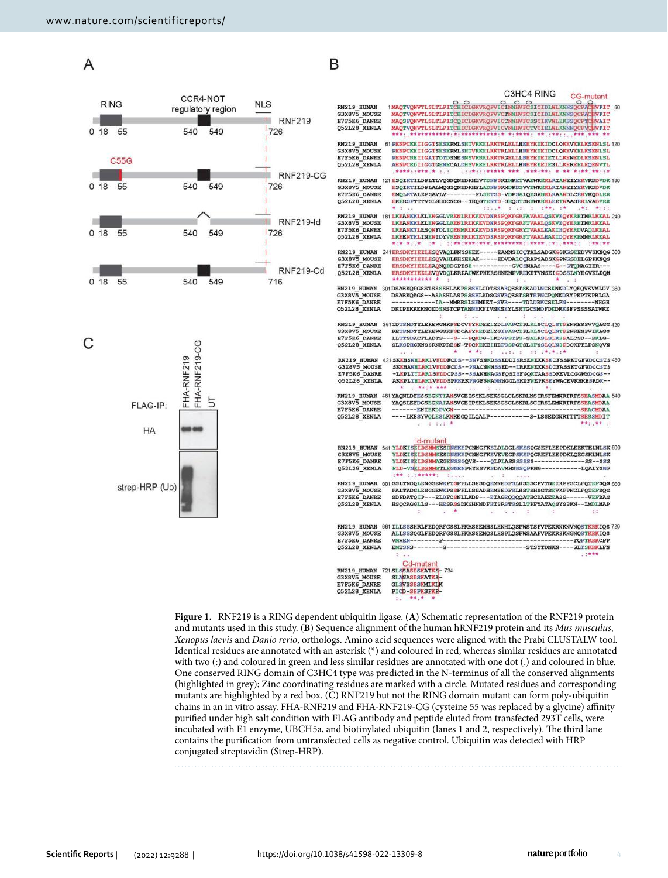**Figure 1.** RNF219 is a RING dependent ubiquitin ligase. (**A**) Schematic representation of the RNF219 protein and mutants used in this study. (**B**) Sequence alignment of the human hRNF219 protein and its *Mus musculus*, *Xenopus laevis* and *Danio rerio*, orthologs. Amino acid sequences were aligned with the Prabi CLUSTALW tool. Identical residues are annotated with an asterisk (*) and coloured in red, whereas similar residues are annotated with two (:) and coloured in green and less similar residues are annotated with one dot (.) and coloured in blue. One conserved RING domain of C3HC4 type was predicted in the N-terminus of all the conserved alignments (highlighted in grey); Zinc coordinating residues are marked with a circle. Mutated residues and corresponding mutants are highlighted by a red box. (**C**) RNF219 but not the RING domain mutant can form poly-ubiquitin chains in an in vitro assay. FHA-RNF219 and FHA-RNF219-CG (cysteine 55 was replaced by a glycine) affinity purified under high salt condition with FLAG antibody and peptide eluted from transfected 293T cells, were incubated with E1 enzyme, UBCH5a, and biotinylated ubiquitin (lanes 1 and 2, respectively). The third lane contains the purification from untransfected cells as negative control. Ubiquitin was detected with HRP conjugated streptavidin (Strep-HRP).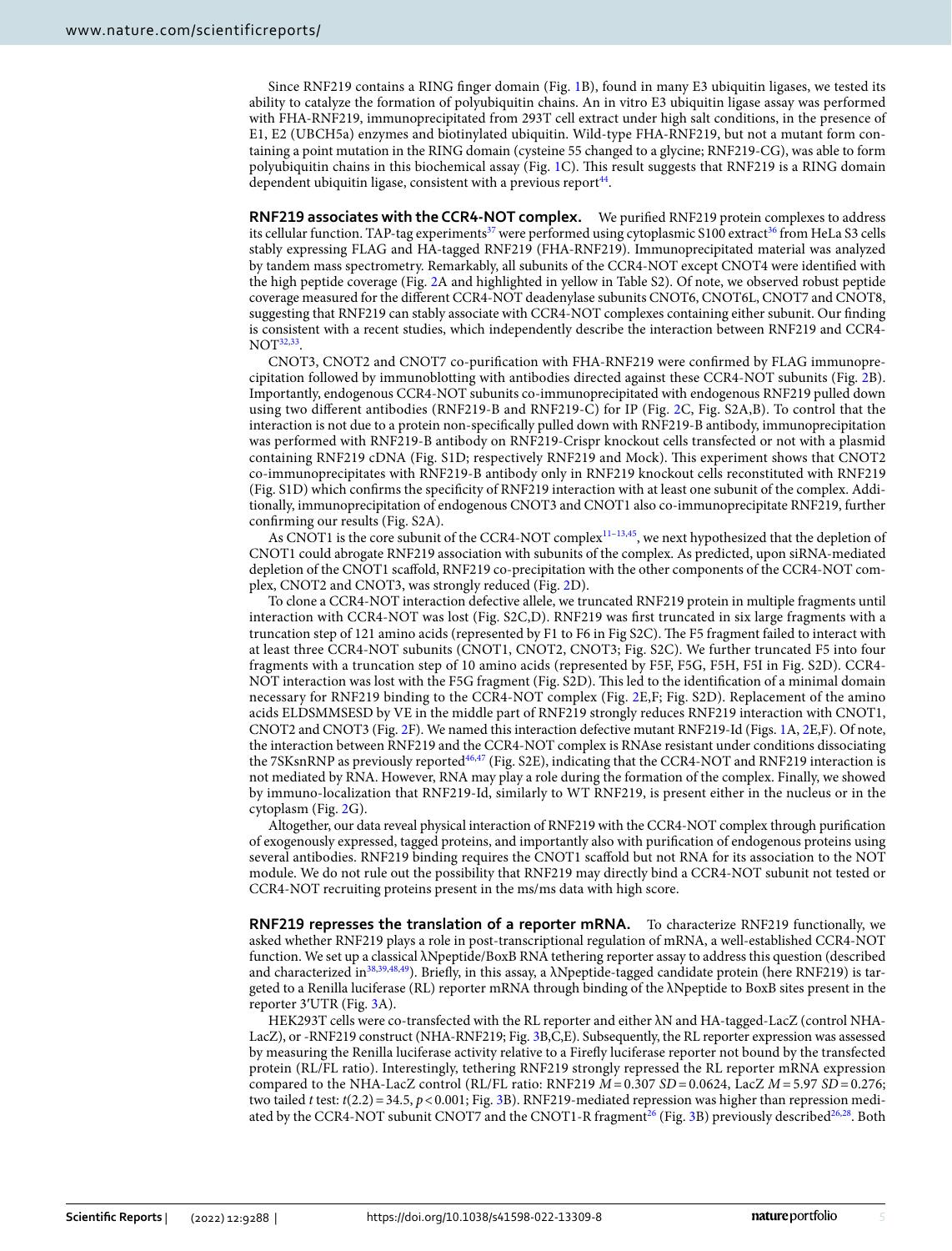Since RNF219 contains a RING finger domain (Fig. 1B), found in many E3 ubiquitin ligases, we tested its ability to catalyze the formation of polyubiquitin chains. An in vitro E3 ubiquitin ligase assay was performed with FHA-RNF219, immunoprecipitated from 293T cell extract under high salt conditions, in the presence of E1, E2 (UBCH5a) enzymes and biotinylated ubiquitin. Wild-type FHA-RNF219, but not a mutant form containing a point mutation in the RING domain (cysteine 55 changed to a glycine; RNF219-CG), was able to form polyubiquitin chains in this biochemical assay (Fig. 1C). This result suggests that RNF219 is a RING domain dependent ubiquitin ligase, consistent with a previous report[44].

**RNF219 associates with the CCR4-NOT complex.** We purified RNF219 protein complexes to address its cellular function. TAP-tag experiments[37] were performed using cytoplasmic S100 extract[36] from HeLa S3 cells stably expressing FLAG and HA-tagged RNF219 (FHA-RNF219). Immunoprecipitated material was analyzed by tandem mass spectrometry. Remarkably, all subunits of the CCR4-NOT complex except CNOT4 were identified with the high peptide coverage (Fig. 2A and highlighted in yellow in Table S2). Of note, we observed robust peptide coverage measured for the different CCR4-NOT deadenylase subunits CNOT6, CNOT6L, CNOT7 and CNOT8, suggesting that RNF219 can stably associate with CCR4-NOT complexes containing either subunit. Our finding is consistent with a recent studies, which independently describe the interaction between RNF219 and CCR4-NOT[32,33].

CNOT3, CNOT2 and CNOT7 co-purification with FHA-RNF219 were confirmed by FLAG immunoprecipitation followed by immunoblotting with antibodies directed against these CCR4-NOT subunits (Fig. 2B). Importantly, endogenous CCR4-NOT subunits co-immunoprecipitated with endogenous RNF219 pulled down using two different antibodies (RNF219-B and RNF219-C) for IP (Fig. 2C, Fig. S2A,B). To control that the interaction is not due to a protein non-specifically pulled down with RNF219-B antibody, immunoprecipitation was performed with RNF219-B antibody on RNF219-Crispr knockout cells transfected or not with a plasmid containing RNF219 cDNA (Fig. S1D; respectively RNF219 and Mock). This experiment shows that CNOT2 co-immunoprecipitates with RNF219-B antibody only in RNF219 knockout cells reconstituted with RNF219 (Fig. S1D) which confirms the specificity of RNF219 interaction with at least one subunit of the complex. Additionally, immunoprecipitation of endogenous CNOT3 and CNOT1 also co-immunoprecipitate RNF219, further confirming our results (Fig. S2A).

As CNOT1 is the core subunit of the CCR4-NOT complex[11–13,45], we next hypothesized that the depletion of CNOT1 could abrogate RNF219 association with subunits of the complex. As predicted, upon siRNA-mediated depletion of the CNOT1 scaffold, RNF219 co-precipitation with the other components of the CCR4-NOT complex, CNOT2 and CNOT3, was strongly reduced (Fig. 2D).

To clone a CCR4-NOT interaction defective allele, we truncated RNF219 protein in multiple fragments until interaction with CCR4-NOT was lost (Fig. S2C,D). RNF219 was first truncated in six large fragments with a truncation step of 121 amino acids (represented by F1 to F6 in Fig S2C). The F5 fragment failed to interact with at least three CCR4-NOT subunits (CNOT1, CNOT2, CNOT3; Fig. S2C). We further truncated F5 into four fragments with a truncation step of 10 amino acids (represented by F5F, F5G, F5H, F5I in Fig. S2D). CCR4-NOT interaction was lost with the F5G fragment (Fig. S2D). This led to the identification of a minimal domain necessary for RNF219 binding to the CCR4-NOT complex (Fig. 2E,F; Fig. S2D). Replacement of the amino acids ELDSMMSESD by VE in the middle part of RNF219 strongly reduces RNF219 interaction with CNOT1, CNOT2 and CNOT3 (Fig. 2F). We named this interaction defective mutant RNF219-Id (Figs. 1A, 2E,F). Of note, the interaction between RNF219 and the CCR4-NOT complex is RNAse resistant under conditions dissociating the 7SKsnRNP as previously reported[46,47] (Fig. S2E), indicating that the CCR4-NOT and RNF219 interaction is not mediated by RNA. However, RNA may play a role during the formation of the complex. Finally, we showed by immuno-localization that RNF219-Id, similarly to WT RNF219, is present either in the nucleus or in the cytoplasm (Fig. 2G).

Altogether, our data reveal physical interaction of RNF219 with the CCR4-NOT complex through purification of exogenously expressed, tagged proteins, and importantly also with purification of endogenous proteins using several antibodies. RNF219 binding requires the CNOT1 scaffold but not RNA for its association to the NOT module. We do not rule out the possibility that RNF219 may directly bind a CCR4-NOT subunit not tested or CCR4-NOT recruiting proteins present in the ms/ms data with high score.

**RNF219 represses the translation of a reporter mRNA.** To characterize RNF219 functionally, we asked whether RNF219 plays a role in post-transcriptional regulation of mRNA, a well-established CCR4-NOT function. We set up a classical λNpeptide/BoxB RNA tethering reporter assay to address this question (described and characterized in[38,39,48,49]). Briefly, in this assay, a λNpeptide-tagged candidate protein (here RNF219) is targeted to a Renilla luciferase (RL) reporter mRNA through binding of the λNpeptide to BoxB sites present in the reporter 3′UTR (Fig. 3A).

HEK293T cells were co-transfected with the RL reporter and either λN and HA-tagged-LacZ (control NHA-LacZ), or -RNF219 construct (NHA-RNF219; Fig. 3B,C,E). Subsequently, the RL reporter expression was assessed by measuring the Renilla luciferase activity relative to a Firefly luciferase reporter not bound by the transfected protein (RL/FL ratio). Interestingly, tethering RNF219 strongly repressed the RL reporter mRNA expression compared to the NHA-LacZ control (RL/FL ratio: RNF219 $M = 0.307$ $SD = 0.0624$, LacZ $M = 5.97$ $SD = 0.276$; two tailed $t$ test: $t(2.2) = 34.5$, $p < 0.001$; Fig. 3B). RNF219-mediated repression was higher than repression mediated by the CCR4-NOT subunit CNOT7 and the CNOT1-R fragment[26] (Fig. 3B) previously described[26,28]. Both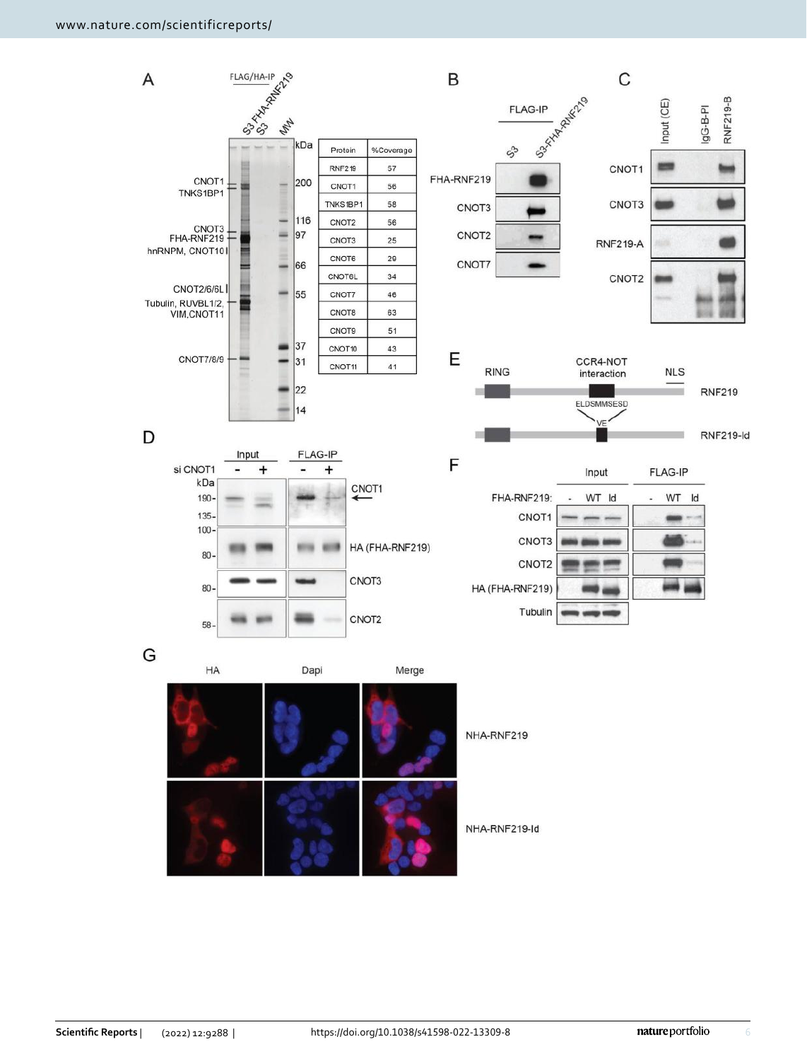| Protein | %Coverage |
|---|---|
| RNF219 | 57 |
| CNOT1 | 56 |
| TNKS1BP1 | 58 |
| CNOT2 | 56 |
| CNOT3 | 25 |
| CNOT6 | 29 |
| CNOT6L | 34 |
| CNOT7 | 46 |
| CNOT8 | 63 |
| CNOT9 | 51 |
| CNOT10 | 43 |
| CNOT11 | 41 |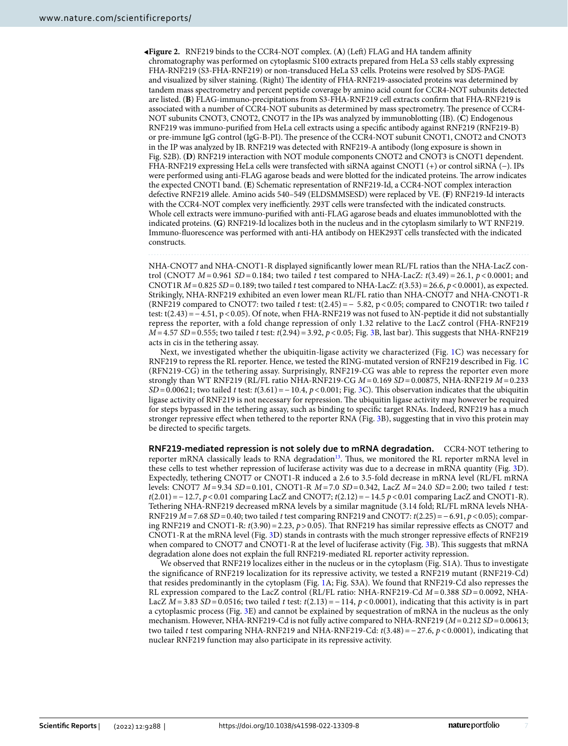◂**Figure 2.** RNF219 binds to the CCR4-NOT complex. (**A**) (Left) FLAG and HA tandem affinity chromatography was performed on cytoplasmic S100 extracts prepared from HeLa S3 cells stably expressing FHA-RNF219 (S3-FHA-RNF219) or non-transduced HeLa S3 cells. Proteins were resolved by SDS-PAGE and visualized by silver staining. (Right) The identity of FHA-RNF219-associated proteins was determined by tandem mass spectrometry and percent peptide coverage by amino acid count for CCR4-NOT subunits detected are listed. (**B**) FLAG-immuno-precipitations from S3-FHA-RNF219 cell extracts confirm that FHA-RNF219 is associated with a number of CCR4-NOT subunits as determined by mass spectrometry. The presence of CCR4-NOT subunits CNOT3, CNOT2, CNOT7 in the IPs was analyzed by immunoblotting (IB). (**C**) Endogenous RNF219 was immuno-purified from HeLa cell extracts using a specific antibody against RNF219 (RNF219-B) or pre-immune IgG control (IgG-B-PI). The presence of the CCR4-NOT subunit CNOT1, CNOT2 and CNOT3 in the IP was analyzed by IB. RNF219 was detected with RNF219-A antibody (long exposure is shown in Fig. S2B). (**D**) RNF219 interaction with NOT module components CNOT2 and CNOT3 is CNOT1 dependent. FHA-RNF219 expressing HeLa cells were transfected with siRNA against CNOT1 (+) or control siRNA (−). IPs were performed using anti-FLAG agarose beads and were blotted for the indicated proteins. The arrow indicates the expected CNOT1 band. (**E**) Schematic representation of RNF219-Id, a CCR4-NOT complex interaction defective RNF219 allele. Amino acids 540–549 (ELDSMMSESD) were replaced by VE. (**F**) RNF219-Id interacts with the CCR4-NOT complex very inefficiently. 293T cells were transfected with the indicated constructs. Whole cell extracts were immuno-purified with anti-FLAG agarose beads and eluates immunoblotted with the indicated proteins. (**G**) RNF219-Id localizes both in the nucleus and in the cytoplasm similarly to WT RNF219. Immuno-fluorescence was performed with anti-HA antibody on HEK293T cells transfected with the indicated constructs.

NHA-CNOT7 and NHA-CNOT1-R displayed significantly lower mean RL/FL ratios than the NHA-LacZ control (CNOT7 $M = 0.961$ $SD = 0.184$; two tailed $t$ test compared to NHA-LacZ: $t(3.49) = 26.1$, $p < 0.0001$; and CNOT1R $M = 0.825$ $SD = 0.189$; two tailed $t$ test compared to NHA-LacZ: $t(3.53) = 26.6$, $p < 0.0001$), as expected. Strikingly, NHA-RNF219 exhibited an even lower mean RL/FL ratios than NHA-CNOT7 and NHA-CNOT1-R (RNF219 compared to CNOT7: two tailed $t$ test: $t(2.45) = -5.82$, $p < 0.05$; compared to CNOT1R: two tailed $t$ test: $t(2.43) = -4.51$, $p < 0.05$). Of note, when FHA-RNF219 was not fused to λN-peptide it did not substantially repress the reporter, with a fold change repression of only 1.32 relative to the LacZ control (FHA-RNF219 $M = 4.57$ $SD = 0.555$; two tailed $t$ test: $t(2.94) = 3.92$, $p < 0.05$; Fig. 3B, last bar). This suggests that NHA-RNF219 acts in cis in the tethering assay.

Next, we investigated whether the ubiquitin-ligase activity we characterized (Fig. 1C) was necessary for RNF219 to repress the RL reporter. Hence, we tested the RING-mutated version of RNF219 described in Fig. 1C (RFN219-CG) in the tethering assay. Surprisingly, RNF219-CG was able to repress the reporter even more strongly than WT RNF219 (RL/FL ratio NHA-RNF219-CG $M = 0.169$ $SD = 0.00875$, NHA-RNF219 $M = 0.233$ $SD = 0.00621$; two tailed $t$ test: $t(3.61) = -10.4$, $p < 0.001$; Fig. 3C). This observation indicates that the ubiquitin ligase activity of RNF219 is not necessary for repression. The ubiquitin ligase activity may however be required for steps bypassed in the tethering assay, such as binding to specific target RNAs. Indeed, RNF219 has a much stronger repressive effect when tethered to the reporter RNA (Fig. 3B), suggesting that in vivo this protein may be directed to specific targets.

**RNF219-mediated repression is not solely due to mRNA degradation.** CCR4-NOT tethering to reporter mRNA classically leads to RNA degradation[13]. Thus, we monitored the RL reporter mRNA level in these cells to test whether repression of luciferase activity was due to a decrease in mRNA quantity (Fig. 3D). Expectedly, tethering CNOT7 or CNOT1-R induced a 2.6 to 3.5-fold decrease in mRNA level (RL/FL mRNA levels: CNOT7 $M = 9.34$ $SD = 0.101$, CNOT1-R $M = 7.0$ $SD = 0.342$, LacZ $M = 24.0$ $SD = 2.00$; two tailed $t$ test: $t(2.01) = -12.7$, $p < 0.01$ comparing LacZ and CNOT7; $t(2.12) = -14.5$ $p < 0.01$ comparing LacZ and CNOT1-R). Tethering NHA-RNF219 decreased mRNA levels by a similar magnitude (3.14 fold; RL/FL mRNA levels NHA-RNF219 $M = 7.68$ $SD = 0.40$; two tailed $t$ test comparing RNF219 and CNOT7: $t(2.25) = -6.91$, $p < 0.05$); comparing RNF219 and CNOT1-R: $t(3.90) = 2.23$, $p > 0.05$). That RNF219 has similar repressive effects as CNOT7 and CNOT1-R at the mRNA level (Fig. 3D) stands in contrasts with the much stronger repressive effects of RNF219 when compared to CNOT7 and CNOT1-R at the level of luciferase activity (Fig. 3B). This suggests that mRNA degradation alone does not explain the full RNF219-mediated RL reporter activity repression.

We observed that RNF219 localizes either in the nucleus or in the cytoplasm (Fig. S1A). Thus to investigate the significance of RNF219 localization for its repressive activity, we tested a RNF219 mutant (RNF219-Cd) that resides predominantly in the cytoplasm (Fig. 1A; Fig. S3A). We found that RNF219-Cd also represses the RL expression compared to the LacZ control (RL/FL ratio: NHA-RNF219-Cd $M = 0.388$ $SD = 0.0092$, NHA-LacZ $M = 3.83$ $SD = 0.0516$; two tailed $t$ test: $t(2.13) = -114$, $p < 0.0001$), indicating that this activity is in part a cytoplasmic process (Fig. 3E) and cannot be explained by sequestration of mRNA in the nucleus as the only mechanism. However, NHA-RNF219-Cd is not fully active compared to NHA-RNF219 ($M = 0.212$ $SD = 0.00613$; two tailed $t$ test comparing NHA-RNF219 and NHA-RNF219-Cd: $t(3.48) = -27.6$, $p < 0.0001$), indicating that nuclear RNF219 function may also participate in its repressive activity.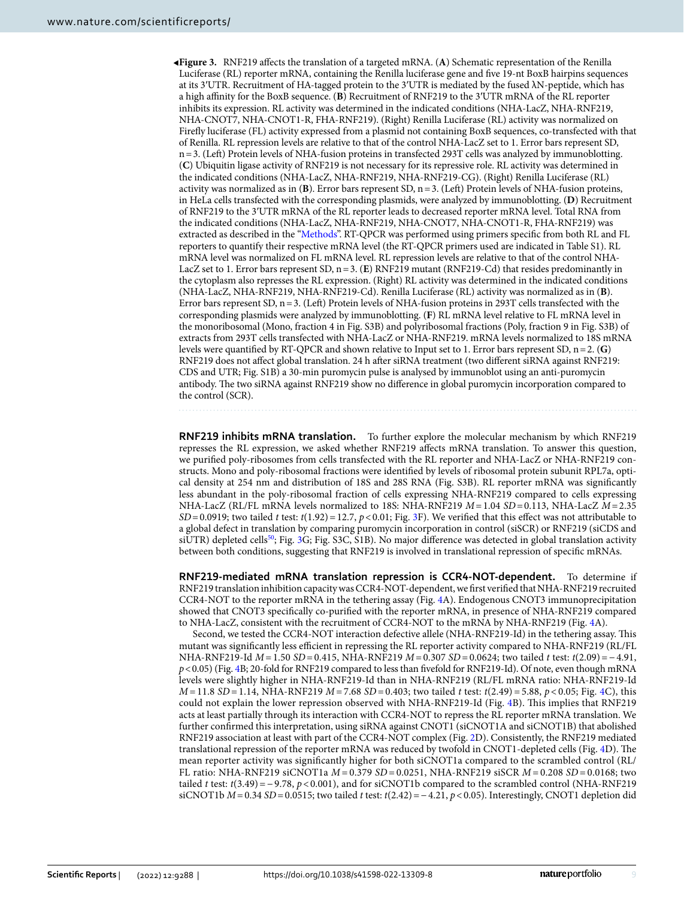**Figure 3.** RNF219 affects the translation of a targeted mRNA. (**A**) Schematic representation of the Renilla Luciferase (RL) reporter mRNA, containing the Renilla luciferase gene and five 19-nt BoxB hairpins sequences at its 3′UTR. Recruitment of HA-tagged protein to the 3′UTR is mediated by the fused λN-peptide, which has a high affinity for the BoxB sequence. (**B**) Recruitment of RNF219 to the 3′UTR mRNA of the RL reporter inhibits its expression. RL activity was determined in the indicated conditions (NHA-LacZ, NHA-RNF219, NHA-CNOT7, NHA-CNOT1-R, FHA-RNF219). (Right) Renilla Luciferase (RL) activity was normalized on Firefly luciferase (FL) activity expressed from a plasmid not containing BoxB sequences, co-transfected with that of Renilla. RL repression levels are relative to that of the control NHA-LacZ set to 1. Error bars represent SD, n = 3. (Left) Protein levels of NHA-fusion proteins in transfected 293T cells was analyzed by immunoblotting. (**C**) Ubiquitin ligase activity of RNF219 is not necessary for its repressive role. RL activity was determined in the indicated conditions (NHA-LacZ, NHA-RNF219, NHA-RNF219-CG). (Right) Renilla Luciferase (RL) activity was normalized as in (**B**). Error bars represent SD, n = 3. (Left) Protein levels of NHA-fusion proteins, in HeLa cells transfected with the corresponding plasmids, were analyzed by immunoblotting. (**D**) Recruitment of RNF219 to the 3′UTR mRNA of the RL reporter leads to decreased reporter mRNA level. Total RNA from the indicated conditions (NHA-LacZ, NHA-RNF219, NHA-CNOT7, NHA-CNOT1-R, FHA-RNF219) was extracted as described in the "Methods". RT-QPCR was performed using primers specific from both RL and FL reporters to quantify their respective mRNA level (the RT-QPCR primers used are indicated in Table S1). RL mRNA level was normalized on FL mRNA level. RL repression levels are relative to that of the control NHA-LacZ set to 1. Error bars represent SD, n = 3. (**E**) RNF219 mutant (RNF219-Cd) that resides predominantly in the cytoplasm also represses the RL expression. (Right) RL activity was determined in the indicated conditions (NHA-LacZ, NHA-RNF219, NHA-RNF219-Cd). Renilla Luciferase (RL) activity was normalized as in (**B**). Error bars represent SD, n = 3. (Left) Protein levels of NHA-fusion proteins in 293T cells transfected with the corresponding plasmids were analyzed by immunoblotting. (**F**) RL mRNA level relative to FL mRNA level in the monoribosomal (Mono, fraction 4 in Fig. S3B) and polyribosomal fractions (Poly, fraction 9 in Fig. S3B) of extracts from 293T cells transfected with NHA-LacZ or NHA-RNF219. mRNA levels normalized to 18S mRNA levels were quantified by RT-QPCR and shown relative to Input set to 1. Error bars represent SD, n = 2. (**G**) RNF219 does not affect global translation. 24 h after siRNA treatment (two different siRNA against RNF219: CDS and UTR; Fig. S1B) a 30-min puromycin pulse is analysed by immunoblot using an anti-puromycin antibody. The two siRNA against RNF219 show no difference in global puromycin incorporation compared to the control (SCR).

**RNF219 inhibits mRNA translation.** To further explore the molecular mechanism by which RNF219 represses the RL expression, we asked whether RNF219 affects mRNA translation. To answer this question, we purified poly-ribosomes from cells transfected with the RL reporter and NHA-LacZ or NHA-RNF219 constructs. Mono and poly-ribosomal fractions were identified by levels of ribosomal protein subunit RPL7a, optical density at 254 nm and distribution of 18S and 28S RNA (Fig. S3B). RL reporter mRNA was significantly less abundant in the poly-ribosomal fraction of cells expressing NHA-RNF219 compared to cells expressing NHA-LacZ (RL/FL mRNA levels normalized to 18S: NHA-RNF219 $M = 1.04$ $SD = 0.113$, NHA-LacZ $M = 2.35$ $SD = 0.0919$; two tailed $t$ test: $t(1.92) = 12.7$, $p < 0.01$; Fig. 3F). We verified that this effect was not attributable to a global defect in translation by comparing puromycin incorporation in control (siSCR) or RNF219 (siCDS and siUTR) depleted cells[50]; Fig. 3G; Fig. S3C, S1B). No major difference was detected in global translation activity between both conditions, suggesting that RNF219 is involved in translational repression of specific mRNAs.

**RNF219-mediated mRNA translation repression is CCR4-NOT-dependent.** To determine if RNF219 translation inhibition capacity was CCR4-NOT-dependent, we first verified that NHA-RNF219 recruited CCR4-NOT to the reporter mRNA in the tethering assay (Fig. 4A). Endogenous CNOT3 immunoprecipitation showed that CNOT3 specifically co-purified with the reporter mRNA, in presence of NHA-RNF219 compared to NHA-LacZ, consistent with the recruitment of CCR4-NOT to the mRNA by NHA-RNF219 (Fig. 4A).

Second, we tested the CCR4-NOT interaction defective allele (NHA-RNF219-Id) in the tethering assay. This mutant was significantly less efficient in repressing the RL reporter activity compared to NHA-RNF219 (RL/FL NHA-RNF219-Id $M = 1.50$ $SD = 0.415$, NHA-RNF219 $M = 0.307$ $SD = 0.0624$; two tailed $t$ test: $t(2.09) = -4.91$, $p < 0.05$) (Fig. 4B; 20-fold for RNF219 compared to less than fivefold for RNF219-Id). Of note, even though mRNA levels were slightly higher in NHA-RNF219-Id than in NHA-RNF219 (RL/FL mRNA ratio: NHA-RNF219-Id $M = 11.8$ $SD = 1.14$, NHA-RNF219 $M = 7.68$ $SD = 0.403$; two tailed $t$ test: $t(2.49) = 5.88$, $p < 0.05$; Fig. 4C), this could not explain the lower repression observed with NHA-RNF219-Id (Fig. 4B). This implies that RNF219 acts at least partially through its interaction with CCR4-NOT to repress the RL reporter mRNA translation. We further confirmed this interpretation, using siRNA against CNOT1 (siCNOT1A and siCNOT1B) that abolished RNF219 association at least with part of the CCR4-NOT complex (Fig. 2D). Consistently, the RNF219 mediated translational repression of the reporter mRNA was reduced by twofold in CNOT1-depleted cells (Fig. 4D). The mean reporter activity was significantly higher for both siCNOT1a compared to the scrambled control (RL/FL ratio: NHA-RNF219 siCNOT1a $M = 0.379$ $SD = 0.0251$, NHA-RNF219 siSCR $M = 0.208$ $SD = 0.0168$; two tailed $t$ test: $t(3.49) = -9.78$, $p < 0.001$), and for siCNOT1b compared to the scrambled control (NHA-RNF219 siCNOT1b $M = 0.34$ $SD = 0.0515$; two tailed $t$ test: $t(2.42) = -4.21$, $p < 0.05$). Interestingly, CNOT1 depletion did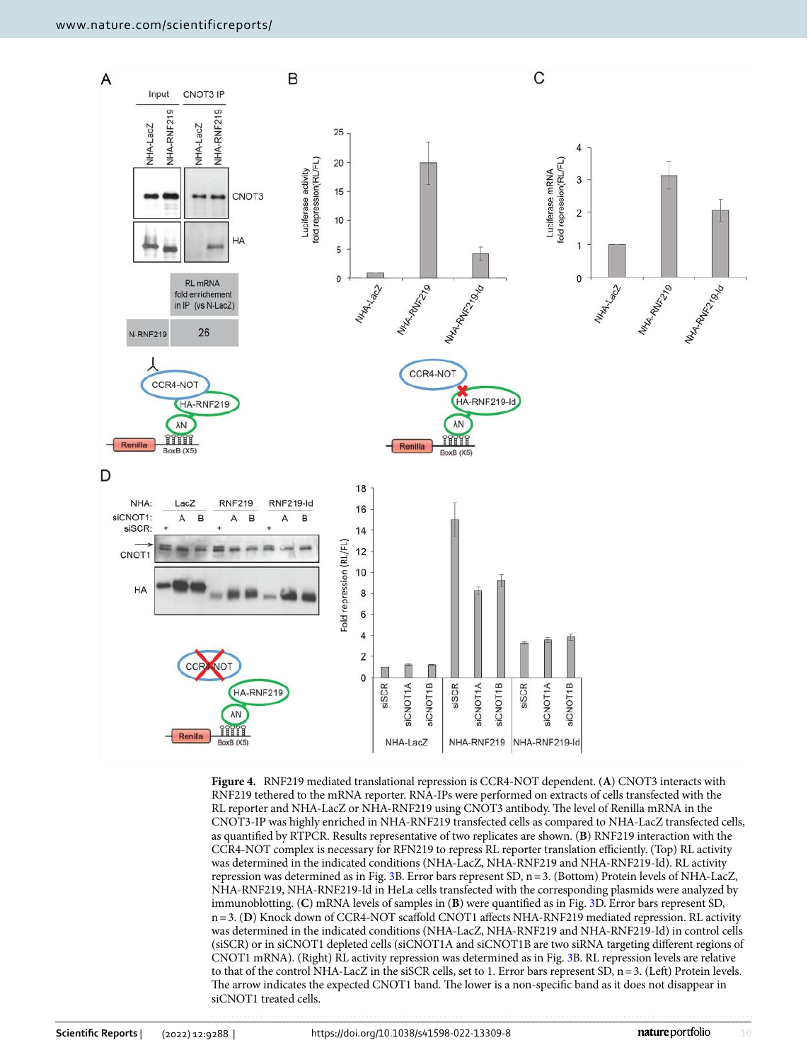**Figure 4.** RNF219 mediated translational repression is CCR4-NOT dependent. (**A**) CNOT3 interacts with RNF219 tethered to the mRNA reporter. RNA-IPs were performed on extracts of cells transfected with the RL reporter and NHA-LacZ or NHA-RNF219 using CNOT3 antibody. The level of Renilla mRNA in the CNOT3-IP was highly enriched in NHA-RNF219 transfected cells as compared to NHA-LacZ transfected cells, as quantified by RTPCR. Results representative of two replicates are shown. (**B**) RNF219 interaction with the CCR4-NOT complex is necessary for RFN219 to repress RL reporter translation efficiently. (Top) RL activity was determined in the indicated conditions (NHA-LacZ, NHA-RNF219 and NHA-RNF219-Id). RL activity repression was determined as in Fig. 3B. Error bars represent SD, n = 3. (Bottom) Protein levels of NHA-LacZ, NHA-RNF219, NHA-RNF219-Id in HeLa cells transfected with the corresponding plasmids were analyzed by immunoblotting. (**C**) mRNA levels of samples in (**B**) were quantified as in Fig. 3D. Error bars represent SD, n = 3. (**D**) Knock down of CCR4-NOT scaffold CNOT1 affects NHA-RNF219 mediated repression. RL activity was determined in the indicated conditions (NHA-LacZ, NHA-RNF219 and NHA-RNF219-Id) in control cells (siSCR) or in siCNOT1 depleted cells (siCNOT1A and siCNOT1B are two siRNA targeting different regions of CNOT1 mRNA). (Right) RL activity repression was determined as in Fig. 3B. RL repression levels are relative to that of the control NHA-LacZ in the siSCR cells, set to 1. Error bars represent SD, n = 3. (Left) Protein levels. The arrow indicates the expected CNOT1 band. The lower is a non-specific band as it does not disappear in siCNOT1 treated cells.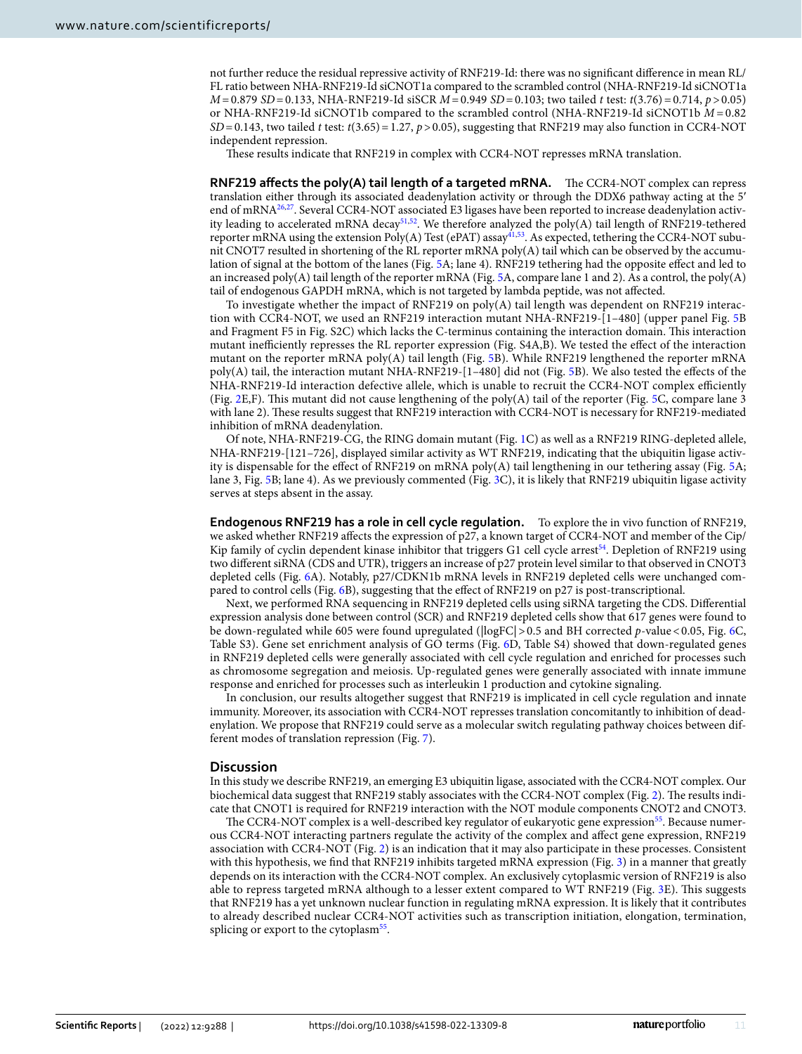not further reduce the residual repressive activity of RNF219-Id: there was no significant difference in mean RL/FL ratio between NHA-RNF219-Id siCNOT1a compared to the scrambled control (NHA-RNF219-Id siCNOT1a $M = 0.879$ $SD = 0.133$, NHA-RNF219-Id siSCR $M = 0.949$ $SD = 0.103$; two tailed *t* test: $t(3.76) = 0.714$, $p > 0.05$) or NHA-RNF219-Id siCNOT1b compared to the scrambled control (NHA-RNF219-Id siCNOT1b $M = 0.82$ $SD = 0.143$, two tailed *t* test: $t(3.65) = 1.27$, $p > 0.05$), suggesting that RNF219 may also function in CCR4-NOT independent repression.

These results indicate that RNF219 in complex with CCR4-NOT represses mRNA translation.

**RNF219 affects the poly(A) tail length of a targeted mRNA.** The CCR4-NOT complex can repress translation either through its associated deadenylation activity or through the DDX6 pathway acting at the 5′ end of mRNA[26,27]. Several CCR4-NOT associated E3 ligases have been reported to increase deadenylation activity leading to accelerated mRNA decay[51,52]. We therefore analyzed the poly(A) tail length of RNF219-tethered reporter mRNA using the extension Poly(A) Test (ePAT) assay[41,53]. As expected, tethering the CCR4-NOT subunit CNOT7 resulted in shortening of the RL reporter mRNA poly(A) tail which can be observed by the accumulation of signal at the bottom of the lanes (Fig. 5A; lane 4). RNF219 tethering had the opposite effect and led to an increased poly(A) tail length of the reporter mRNA (Fig. 5A, compare lane 1 and 2). As a control, the poly(A) tail of endogenous GAPDH mRNA, which is not targeted by lambda peptide, was not affected.

To investigate whether the impact of RNF219 on poly(A) tail length was dependent on RNF219 interaction with CCR4-NOT, we used an RNF219 interaction mutant NHA-RNF219-[1–480] (upper panel Fig. 5B and Fragment F5 in Fig. S2C) which lacks the C-terminus containing the interaction domain. This interaction mutant inefficiently represses the RL reporter expression (Fig. S4A,B). We tested the effect of the interaction mutant on the reporter mRNA poly(A) tail length (Fig. 5B). While RNF219 lengthened the reporter mRNA poly(A) tail, the interaction mutant NHA-RNF219-[1–480] did not (Fig. 5B). We also tested the effects of the NHA-RNF219-Id interaction defective allele, which is unable to recruit the CCR4-NOT complex efficiently (Fig. 2E,F). This mutant did not cause lengthening of the poly(A) tail of the reporter (Fig. 5C, compare lane 3 with lane 2). These results suggest that RNF219 interaction with CCR4-NOT is necessary for RNF219-mediated inhibition of mRNA deadenylation.

Of note, NHA-RNF219-CG, the RING domain mutant (Fig. 1C) as well as a RNF219 RING-depleted allele, NHA-RNF219-[121–726], displayed similar activity as WT RNF219, indicating that the ubiquitin ligase activity is dispensable for the effect of RNF219 on mRNA poly(A) tail lengthening in our tethering assay (Fig. 5A; lane 3, Fig. 5B; lane 4). As we previously commented (Fig. 3C), it is likely that RNF219 ubiquitin ligase activity serves at steps absent in the assay.

**Endogenous RNF219 has a role in cell cycle regulation.** To explore the in vivo function of RNF219, we asked whether RNF219 affects the expression of p27, a known target of CCR4-NOT and member of the Cip/Kip family of cyclin dependent kinase inhibitor that triggers G1 cell cycle arrest[54]. Depletion of RNF219 using two different siRNA (CDS and UTR), triggers an increase of p27 protein level similar to that observed in CNOT3 depleted cells (Fig. 6A). Notably, p27/CDKN1b mRNA levels in RNF219 depleted cells were unchanged compared to control cells (Fig. 6B), suggesting that the effect of RNF219 on p27 is post-transcriptional.

Next, we performed RNA sequencing in RNF219 depleted cells using siRNA targeting the CDS. Differential expression analysis done between control (SCR) and RNF219 depleted cells show that 617 genes were found to be down-regulated while 605 were found upregulated ($|\log FC| > 0.5$ and BH corrected *p*-value $< 0.05$, Fig. 6C, Table S3). Gene set enrichment analysis of GO terms (Fig. 6D, Table S4) showed that down-regulated genes in RNF219 depleted cells were generally associated with cell cycle regulation and enriched for processes such as chromosome segregation and meiosis. Up-regulated genes were generally associated with innate immune response and enriched for processes such as interleukin 1 production and cytokine signaling.

In conclusion, our results altogether suggest that RNF219 is implicated in cell cycle regulation and innate immunity. Moreover, its association with CCR4-NOT represses translation concomitantly to inhibition of deadenylation. We propose that RNF219 could serve as a molecular switch regulating pathway choices between different modes of translation repression (Fig. 7).

## Discussion

In this study we describe RNF219, an emerging E3 ubiquitin ligase, associated with the CCR4-NOT complex. Our biochemical data suggest that RNF219 stably associates with the CCR4-NOT complex (Fig. 2). The results indicate that CNOT1 is required for RNF219 interaction with the NOT module components CNOT2 and CNOT3.

The CCR4-NOT complex is a well-described key regulator of eukaryotic gene expression[55]. Because numerous CCR4-NOT interacting partners regulate the activity of the complex and affect gene expression, RNF219 association with CCR4-NOT (Fig. 2) is an indication that it may also participate in these processes. Consistent with this hypothesis, we find that RNF219 inhibits targeted mRNA expression (Fig. 3) in a manner that greatly depends on its interaction with the CCR4-NOT complex. An exclusively cytoplasmic version of RNF219 is also able to repress targeted mRNA although to a lesser extent compared to WT RNF219 (Fig. 3E). This suggests that RNF219 has a yet unknown nuclear function in regulating mRNA expression. It is likely that it contributes to already described nuclear CCR4-NOT activities such as transcription initiation, elongation, termination, splicing or export to the cytoplasm[55].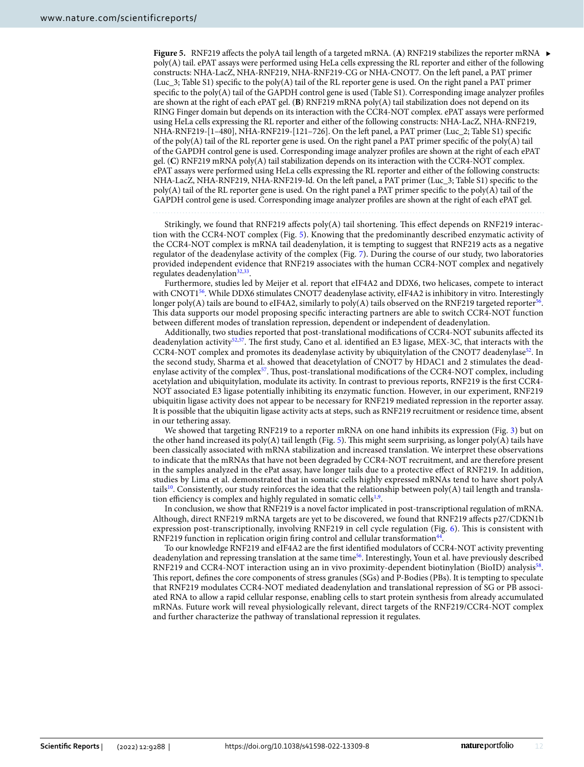**Figure 5.** RNF219 affects the polyA tail length of a targeted mRNA. (**A**) RNF219 stabilizes the reporter mRNA poly(A) tail. ePAT assays were performed using HeLa cells expressing the RL reporter and either of the following constructs: NHA-LacZ, NHA-RNF219, NHA-RNF219-CG or NHA-CNOT7. On the left panel, a PAT primer (Luc_3; Table S1) specific to the poly(A) tail of the RL reporter gene is used. On the right panel a PAT primer specific to the poly(A) tail of the GAPDH control gene is used (Table S1). Corresponding image analyzer profiles are shown at the right of each ePAT gel. (**B**) RNF219 mRNA poly(A) tail stabilization does not depend on its RING Finger domain but depends on its interaction with the CCR4-NOT complex. ePAT assays were performed using HeLa cells expressing the RL reporter and either of the following constructs: NHA-LacZ, NHA-RNF219, NHA-RNF219-[1–480], NHA-RNF219-[121–726]. On the left panel, a PAT primer (Luc_2; Table S1) specific of the poly(A) tail of the RL reporter gene is used. On the right panel a PAT primer specific of the poly(A) tail of the GAPDH control gene is used. Corresponding image analyzer profiles are shown at the right of each ePAT gel. (**C**) RNF219 mRNA poly(A) tail stabilization depends on its interaction with the CCR4-NOT complex. ePAT assays were performed using HeLa cells expressing the RL reporter and either of the following constructs: NHA-LacZ, NHA-RNF219, NHA-RNF219-Id. On the left panel, a PAT primer (Luc_3; Table S1) specific to the poly(A) tail of the RL reporter gene is used. On the right panel a PAT primer specific to the poly(A) tail of the GAPDH control gene is used. Corresponding image analyzer profiles are shown at the right of each ePAT gel.

Strikingly, we found that RNF219 affects poly(A) tail shortening. This effect depends on RNF219 interaction with the CCR4-NOT complex (Fig. 5). Knowing that the predominantly described enzymatic activity of the CCR4-NOT complex is mRNA tail deadenylation, it is tempting to suggest that RNF219 acts as a negative regulator of the deadenylase activity of the complex (Fig. 7). During the course of our study, two laboratories provided independent evidence that RNF219 associates with the human CCR4-NOT complex and negatively regulates deadenylation[32,33].

Furthermore, studies led by Meijer et al. report that eIF4A2 and DDX6, two helicases, compete to interact with CNOT1[56]. While DDX6 stimulates CNOT7 deadenylase activity, eIF4A2 is inhibitory in vitro. Interestingly longer poly(A) tails are bound to eIF4A2, similarly to poly(A) tails observed on the RNF219 targeted reporter[56]. This data supports our model proposing specific interacting partners are able to switch CCR4-NOT function between different modes of translation repression, dependent or independent of deadenylation.

Additionally, two studies reported that post-translational modifications of CCR4-NOT subunits affected its deadenylation activity[52,57]. The first study, Cano et al. identified an E3 ligase, MEX-3C, that interacts with the CCR4-NOT complex and promotes its deadenylase activity by ubiquitylation of the CNOT7 deadenylase[52]. In the second study, Sharma et al. showed that deacetylation of CNOT7 by HDAC1 and 2 stimulates the deadenylase activity of the complex[57]. Thus, post-translational modifications of the CCR4-NOT complex, including acetylation and ubiquitylation, modulate its activity. In contrast to previous reports, RNF219 is the first CCR4-NOT associated E3 ligase potentially inhibiting its enzymatic function. However, in our experiment, RNF219 ubiquitin ligase activity does not appear to be necessary for RNF219 mediated repression in the reporter assay. It is possible that the ubiquitin ligase activity acts at steps, such as RNF219 recruitment or residence time, absent in our tethering assay.

We showed that targeting RNF219 to a reporter mRNA on one hand inhibits its expression (Fig. 3) but on the other hand increased its poly(A) tail length (Fig. 5). This might seem surprising, as longer poly(A) tails have been classically associated with mRNA stabilization and increased translation. We interpret these observations to indicate that the mRNAs that have not been degraded by CCR4-NOT recruitment, and are therefore present in the samples analyzed in the ePat assay, have longer tails due to a protective effect of RNF219. In addition, studies by Lima et al. demonstrated that in somatic cells highly expressed mRNAs tend to have short polyA tails[10]. Consistently, our study reinforces the idea that the relationship between poly(A) tail length and translation efficiency is complex and highly regulated in somatic cells[1,9].

In conclusion, we show that RNF219 is a novel factor implicated in post-transcriptional regulation of mRNA. Although, direct RNF219 mRNA targets are yet to be discovered, we found that RNF219 affects p27/CDKN1b expression post-transcriptionally, involving RNF219 in cell cycle regulation (Fig. 6). This is consistent with RNF219 function in replication origin firing control and cellular transformation[44].

To our knowledge RNF219 and eIF4A2 are the first identified modulators of CCR4-NOT activity preventing deadenylation and repressing translation at the same time[56]. Interestingly, Youn et al. have previously described RNF219 and CCR4-NOT interaction using an in vivo proximity-dependent biotinylation (BioID) analysis[58]. This report, defines the core components of stress granules (SGs) and P-Bodies (PBs). It is tempting to speculate that RNF219 modulates CCR4-NOT mediated deadenylation and translational repression of SG or PB associated RNA to allow a rapid cellular response, enabling cells to start protein synthesis from already accumulated mRNAs. Future work will reveal physiologically relevant, direct targets of the RNF219/CCR4-NOT complex and further characterize the pathway of translational repression it regulates.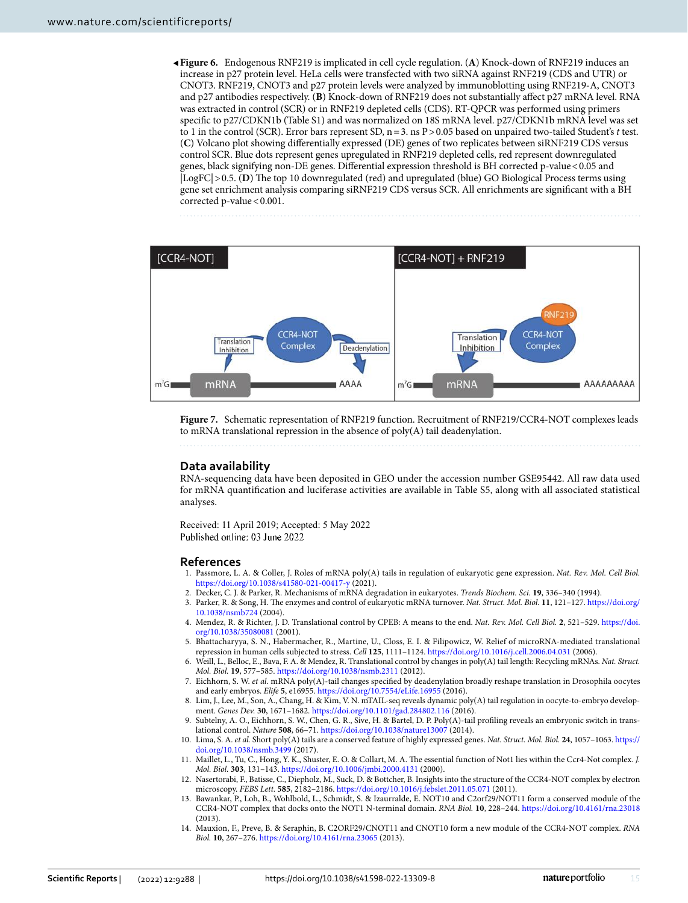◂**Figure 6.** Endogenous RNF219 is implicated in cell cycle regulation. (**A**) Knock-down of RNF219 induces an increase in p27 protein level. HeLa cells were transfected with two siRNA against RNF219 (CDS and UTR) or CNOT3. RNF219, CNOT3 and p27 protein levels were analyzed by immunoblotting using RNF219-A, CNOT3 and p27 antibodies respectively. (**B**) Knock-down of RNF219 does not substantially affect p27 mRNA level. RNA was extracted in control (SCR) or in RNF219 depleted cells (CDS). RT-QPCR was performed using primers specific to p27/CDKN1b (Table S1) and was normalized on 18S mRNA level. p27/CDKN1b mRNA level was set to 1 in the control (SCR). Error bars represent SD, n = 3. ns P > 0.05 based on unpaired two-tailed Student's *t* test. (**C**) Volcano plot showing differentially expressed (DE) genes of two replicates between siRNF219 CDS versus control SCR. Blue dots represent genes upregulated in RNF219 depleted cells, red represent downregulated genes, black signifying non-DE genes. Differential expression threshold is BH corrected p-value < 0.05 and |LogFC| > 0.5. (**D**) The top 10 downregulated (red) and upregulated (blue) GO Biological Process terms using gene set enrichment analysis comparing siRNF219 CDS versus SCR. All enrichments are significant with a BH corrected p-value < 0.001.

**Figure 7.** Schematic representation of RNF219 function. Recruitment of RNF219/CCR4-NOT complexes leads to mRNA translational repression in the absence of poly(A) tail deadenylation.

## Data availability

RNA-sequencing data have been deposited in GEO under the accession number GSE95442. All raw data used for mRNA quantification and luciferase activities are available in Table S5, along with all associated statistical analyses.

Received: 11 April 2019; Accepted: 5 May 2022
Published online: 03 June 2022

## References

1. Passmore, L. A. & Coller, J. Roles of mRNA poly(A) tails in regulation of eukaryotic gene expression. *Nat. Rev. Mol. Cell Biol.* https://doi.org/10.1038/s41580-021-00417-y (2021).
2. Decker, C. J. & Parker, R. Mechanisms of mRNA degradation in eukaryotes. *Trends Biochem. Sci.* **19**, 336–340 (1994).
3. Parker, R. & Song, H. The enzymes and control of eukaryotic mRNA turnover. *Nat. Struct. Mol. Biol.* **11**, 121–127. https://doi.org/10.1038/nsmb724 (2004).
4. Mendez, R. & Richter, J. D. Translational control by CPEB: A means to the end. *Nat. Rev. Mol. Cell Biol.* **2**, 521–529. https://doi.org/10.1038/35080081 (2001).
5. Bhattacharyya, S. N., Habermacher, R., Martine, U., Closs, E. I. & Filipowicz, W. Relief of microRNA-mediated translational repression in human cells subjected to stress. *Cell* **125**, 1111–1124. https://doi.org/10.1016/j.cell.2006.04.031 (2006).
6. Weill, L., Belloc, E., Bava, F. A. & Mendez, R. Translational control by changes in poly(A) tail length: Recycling mRNAs. *Nat. Struct. Mol. Biol.* **19**, 577–585. https://doi.org/10.1038/nsmb.2311 (2012).
7. Eichhorn, S. W. *et al.* mRNA poly(A)-tail changes specified by deadenylation broadly reshape translation in Drosophila oocytes and early embryos. *Elife* **5**, e16955. https://doi.org/10.7554/eLife.16955 (2016).
8. Lim, J., Lee, M., Son, A., Chang, H. & Kim, V. N. mTAIL-seq reveals dynamic poly(A) tail regulation in oocyte-to-embryo development. *Genes Dev.* **30**, 1671–1682. https://doi.org/10.1101/gad.284802.116 (2016).
9. Subtelny, A. O., Eichhorn, S. W., Chen, G. R., Sive, H. & Bartel, D. P. Poly(A)-tail profiling reveals an embryonic switch in translational control. *Nature* **508**, 66–71. https://doi.org/10.1038/nature13007 (2014).
10. Lima, S. A. *et al.* Short poly(A) tails are a conserved feature of highly expressed genes. *Nat. Struct. Mol. Biol.* **24**, 1057–1063. https://doi.org/10.1038/nsmb.3499 (2017).
11. Maillet, L., Tu, C., Hong, Y. K., Shuster, E. O. & Collart, M. A. The essential function of Not1 lies within the Ccr4-Not complex. *J. Mol. Biol.* **303**, 131–143. https://doi.org/10.1006/jmbi.2000.4131 (2000).
12. Nasertorabi, F., Batisse, C., Diepholz, M., Suck, D. & Bottcher, B. Insights into the structure of the CCR4-NOT complex by electron microscopy. *FEBS Lett.* **585**, 2182–2186. https://doi.org/10.1016/j.febslet.2011.05.071 (2011).
13. Bawankar, P., Loh, B., Wohlbold, L., Schmidt, S. & Izaurralde, E. NOT10 and C2orf29/NOT11 form a conserved module of the CCR4-NOT complex that docks onto the NOT1 N-terminal domain. *RNA Biol.* **10**, 228–244. https://doi.org/10.4161/rna.23018 (2013).
14. Mauxion, F., Preve, B. & Seraphin, B. C2ORF29/CNOT11 and CNOT10 form a new module of the CCR4-NOT complex. *RNA Biol.* **10**, 267–276. https://doi.org/10.4161/rna.23065 (2013).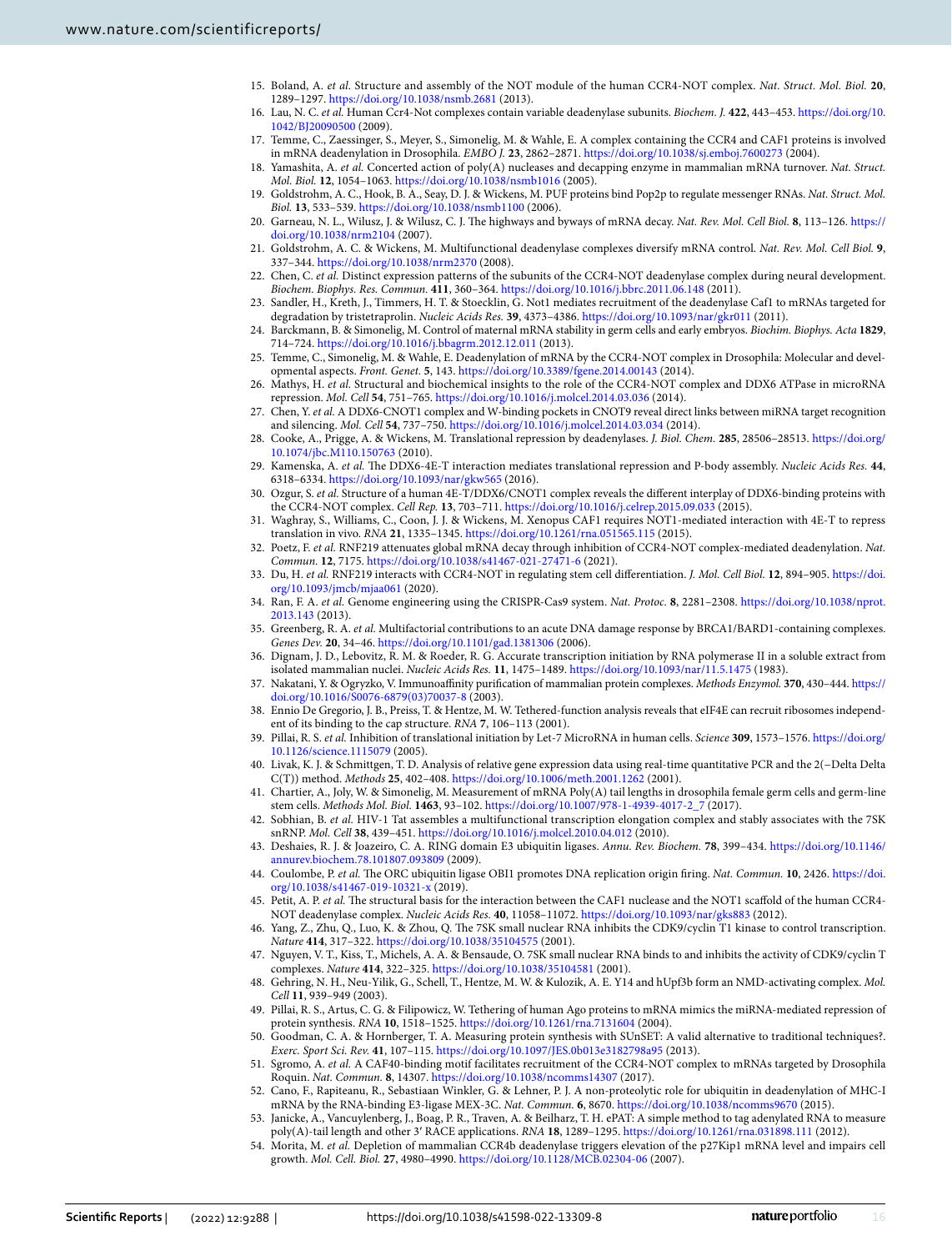15. Boland, A. *et al.* Structure and assembly of the NOT module of the human CCR4-NOT complex. *Nat. Struct. Mol. Biol.* **20**, 1289–1297. https://doi.org/10.1038/nsmb.2681 (2013).
16. Lau, N. C. *et al.* Human Ccr4-Not complexes contain variable deadenylase subunits. *Biochem. J.* **422**, 443–453. https://doi.org/10.1042/BJ20090500 (2009).
17. Temme, C., Zaessinger, S., Meyer, S., Simonelig, M. & Wahle, E. A complex containing the CCR4 and CAF1 proteins is involved in mRNA deadenylation in Drosophila. *EMBO J.* **23**, 2862–2871. https://doi.org/10.1038/sj.emboj.7600273 (2004).
18. Yamashita, A. *et al.* Concerted action of poly(A) nucleases and decapping enzyme in mammalian mRNA turnover. *Nat. Struct. Mol. Biol.* **12**, 1054–1063. https://doi.org/10.1038/nsmb1016 (2005).
19. Goldstrohm, A. C., Hook, B. A., Seay, D. J. & Wickens, M. PUF proteins bind Pop2p to regulate messenger RNAs. *Nat. Struct. Mol. Biol.* **13**, 533–539. https://doi.org/10.1038/nsmb1100 (2006).
20. Garneau, N. L., Wilusz, J. & Wilusz, C. J. The highways and byways of mRNA decay. *Nat. Rev. Mol. Cell Biol.* **8**, 113–126. https://doi.org/10.1038/nrm2104 (2007).
21. Goldstrohm, A. C. & Wickens, M. Multifunctional deadenylase complexes diversify mRNA control. *Nat. Rev. Mol. Cell Biol.* **9**, 337–344. https://doi.org/10.1038/nrm2370 (2008).
22. Chen, C. *et al.* Distinct expression patterns of the subunits of the CCR4-NOT deadenylase complex during neural development. *Biochem. Biophys. Res. Commun.* **411**, 360–364. https://doi.org/10.1016/j.bbrc.2011.06.148 (2011).
23. Sandler, H., Kreth, J., Timmers, H. T. & Stoecklin, G. Not1 mediates recruitment of the deadenylase Caf1 to mRNAs targeted for degradation by tristetraprolin. *Nucleic Acids Res.* **39**, 4373–4386. https://doi.org/10.1093/nar/gkr011 (2011).
24. Barckmann, B. & Simonelig, M. Control of maternal mRNA stability in germ cells and early embryos. *Biochim. Biophys. Acta* **1829**, 714–724. https://doi.org/10.1016/j.bbagrm.2012.12.011 (2013).
25. Temme, C., Simonelig, M. & Wahle, E. Deadenylation of mRNA by the CCR4-NOT complex in Drosophila: Molecular and developmental aspects. *Front. Genet.* **5**, 143. https://doi.org/10.3389/fgene.2014.00143 (2014).
26. Mathys, H. *et al.* Structural and biochemical insights to the role of the CCR4-NOT complex and DDX6 ATPase in microRNA repression. *Mol. Cell* **54**, 751–765. https://doi.org/10.1016/j.molcel.2014.03.036 (2014).
27. Chen, Y. *et al.* A DDX6-CNOT1 complex and W-binding pockets in CNOT9 reveal direct links between miRNA target recognition and silencing. *Mol. Cell* **54**, 737–750. https://doi.org/10.1016/j.molcel.2014.03.034 (2014).
28. Cooke, A., Prigge, A. & Wickens, M. Translational repression by deadenylases. *J. Biol. Chem.* **285**, 28506–28513. https://doi.org/10.1074/jbc.M110.150763 (2010).
29. Kamenska, A. *et al.* The DDX6-4E-T interaction mediates translational repression and P-body assembly. *Nucleic Acids Res.* **44**, 6318–6334. https://doi.org/10.1093/nar/gkw565 (2016).
30. Ozgur, S. *et al.* Structure of a human 4E-T/DDX6/CNOT1 complex reveals the different interplay of DDX6-binding proteins with the CCR4-NOT complex. *Cell Rep.* **13**, 703–711. https://doi.org/10.1016/j.celrep.2015.09.033 (2015).
31. Waghray, S., Williams, C., Coon, J. J. & Wickens, M. Xenopus CAF1 requires NOT1-mediated interaction with 4E-T to repress translation in vivo. *RNA* **21**, 1335–1345. https://doi.org/10.1261/rna.051565.115 (2015).
32. Poetz, F. *et al.* RNF219 attenuates global mRNA decay through inhibition of CCR4-NOT complex-mediated deadenylation. *Nat. Commun.* **12**, 7175. https://doi.org/10.1038/s41467-021-27471-6 (2021).
33. Du, H. *et al.* RNF219 interacts with CCR4-NOT in regulating stem cell differentiation. *J. Mol. Cell Biol.* **12**, 894–905. https://doi.org/10.1093/jmcb/mjaa061 (2020).
34. Ran, F. A. *et al.* Genome engineering using the CRISPR-Cas9 system. *Nat. Protoc.* **8**, 2281–2308. https://doi.org/10.1038/nprot.2013.143 (2013).
35. Greenberg, R. A. *et al.* Multifactorial contributions to an acute DNA damage response by BRCA1/BARD1-containing complexes. *Genes Dev.* **20**, 34–46. https://doi.org/10.1101/gad.1381306 (2006).
36. Dignam, J. D., Lebovitz, R. M. & Roeder, R. G. Accurate transcription initiation by RNA polymerase II in a soluble extract from isolated mammalian nuclei. *Nucleic Acids Res.* **11**, 1475–1489. https://doi.org/10.1093/nar/11.5.1475 (1983).
37. Nakatani, Y. & Ogryzko, V. Immunoaffinity purification of mammalian protein complexes. *Methods Enzymol.* **370**, 430–444. https://doi.org/10.1016/S0076-6879(03)70037-8 (2003).
38. Ennio De Gregorio, J. B., Preiss, T. & Hentze, M. W. Tethered-function analysis reveals that eIF4E can recruit ribosomes independent of its binding to the cap structure. *RNA* **7**, 106–113 (2001).
39. Pillai, R. S. *et al.* Inhibition of translational initiation by Let-7 MicroRNA in human cells. *Science* **309**, 1573–1576. https://doi.org/10.1126/science.1115079 (2005).
40. Livak, K. J. & Schmittgen, T. D. Analysis of relative gene expression data using real-time quantitative PCR and the 2(−Delta Delta C(T)) method. *Methods* **25**, 402–408. https://doi.org/10.1006/meth.2001.1262 (2001).
41. Chartier, A., Joly, W. & Simonelig, M. Measurement of mRNA Poly(A) tail lengths in drosophila female germ cells and germ-line stem cells. *Methods Mol. Biol.* **1463**, 93–102. https://doi.org/10.1007/978-1-4939-4017-2_7 (2017).
42. Sobhian, B. *et al.* HIV-1 Tat assembles a multifunctional transcription elongation complex and stably associates with the 7SK snRNP. *Mol. Cell* **38**, 439–451. https://doi.org/10.1016/j.molcel.2010.04.012 (2010).
43. Deshaies, R. J. & Joazeiro, C. A. RING domain E3 ubiquitin ligases. *Annu. Rev. Biochem.* **78**, 399–434. https://doi.org/10.1146/annurev.biochem.78.101807.093809 (2009).
44. Coulombe, P. *et al.* The ORC ubiquitin ligase OBI1 promotes DNA replication origin firing. *Nat. Commun.* **10**, 2426. https://doi.org/10.1038/s41467-019-10321-x (2019).
45. Petit, A. P. *et al.* The structural basis for the interaction between the CAF1 nuclease and the NOT1 scaffold of the human CCR4-NOT deadenylase complex. *Nucleic Acids Res.* **40**, 11058–11072. https://doi.org/10.1093/nar/gks883 (2012).
46. Yang, Z., Zhu, Q., Luo, K. & Zhou, Q. The 7SK small nuclear RNA inhibits the CDK9/cyclin T1 kinase to control transcription. *Nature* **414**, 317–322. https://doi.org/10.1038/35104575 (2001).
47. Nguyen, V. T., Kiss, T., Michels, A. A. & Bensaude, O. 7SK small nuclear RNA binds to and inhibits the activity of CDK9/cyclin T complexes. *Nature* **414**, 322–325. https://doi.org/10.1038/35104581 (2001).
48. Gehring, N. H., Neu-Yilik, G., Schell, T., Hentze, M. W. & Kulozik, A. E. Y14 and hUpf3b form an NMD-activating complex. *Mol. Cell* **11**, 939–949 (2003).
49. Pillai, R. S., Artus, C. G. & Filipowicz, W. Tethering of human Ago proteins to mRNA mimics the miRNA-mediated repression of protein synthesis. *RNA* **10**, 1518–1525. https://doi.org/10.1261/rna.7131604 (2004).
50. Goodman, C. A. & Hornberger, T. A. Measuring protein synthesis with SUnSET: A valid alternative to traditional techniques?. *Exerc. Sport Sci. Rev.* **41**, 107–115. https://doi.org/10.1097/JES.0b013e3182798a95 (2013).
51. Sgromo, A. *et al.* A CAF40-binding motif facilitates recruitment of the CCR4-NOT complex to mRNAs targeted by Drosophila Roquin. *Nat. Commun.* **8**, 14307. https://doi.org/10.1038/ncomms14307 (2017).
52. Cano, F., Rapiteanu, R., Sebastiaan Winkler, G. & Lehner, P. J. A non-proteolytic role for ubiquitin in deadenylation of MHC-I mRNA by the RNA-binding E3-ligase MEX-3C. *Nat. Commun.* **6**, 8670. https://doi.org/10.1038/ncomms9670 (2015).
53. Janicke, A., Vancuylenberg, J., Boag, P. R., Traven, A. & Beilharz, T. H. ePAT: A simple method to tag adenylated RNA to measure poly(A)-tail length and other 3′ RACE applications. *RNA* **18**, 1289–1295. https://doi.org/10.1261/rna.031898.111 (2012).
54. Morita, M. *et al.* Depletion of mammalian CCR4b deadenylase triggers elevation of the p27Kip1 mRNA level and impairs cell growth. *Mol. Cell. Biol.* **27**, 4980–4990. https://doi.org/10.1128/MCB.02304-06 (2007).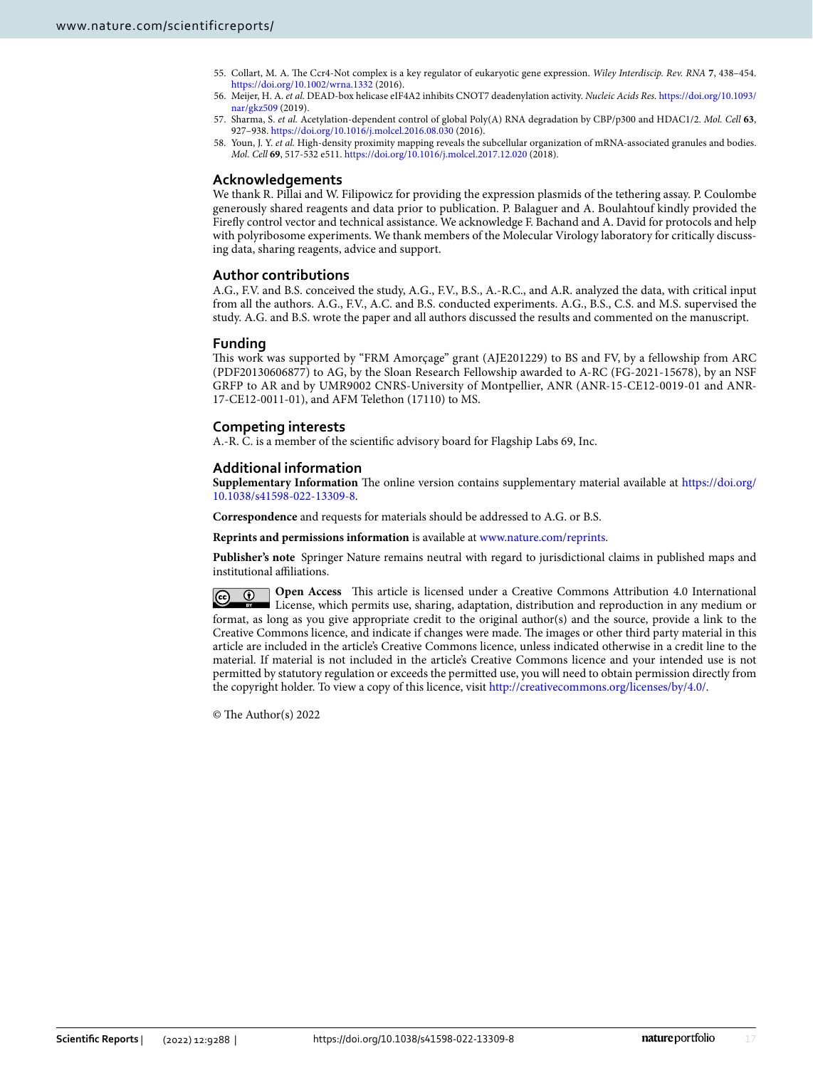55. Collart, M. A. The Ccr4-Not complex is a key regulator of eukaryotic gene expression. *Wiley Interdiscip. Rev. RNA* **7**, 438–454. https://doi.org/10.1002/wrna.1332 (2016).
56. Meijer, H. A. *et al.* DEAD-box helicase eIF4A2 inhibits CNOT7 deadenylation activity. *Nucleic Acids Res.* https://doi.org/10.1093/nar/gkz509 (2019).
57. Sharma, S. *et al.* Acetylation-dependent control of global Poly(A) RNA degradation by CBP/p300 and HDAC1/2. *Mol. Cell* **63**, 927–938. https://doi.org/10.1016/j.molcel.2016.08.030 (2016).
58. Youn, J. Y. *et al.* High-density proximity mapping reveals the subcellular organization of mRNA-associated granules and bodies. *Mol. Cell* **69**, 517-532 e511. https://doi.org/10.1016/j.molcel.2017.12.020 (2018).

## Acknowledgements

We thank R. Pillai and W. Filipowicz for providing the expression plasmids of the tethering assay. P. Coulombe generously shared reagents and data prior to publication. P. Balaguer and A. Boulahtouf kindly provided the Firefly control vector and technical assistance. We acknowledge F. Bachand and A. David for protocols and help with polyribosome experiments. We thank members of the Molecular Virology laboratory for critically discussing data, sharing reagents, advice and support.

## Author contributions

A.G., F.V. and B.S. conceived the study, A.G., F.V., B.S., A.-R.C., and A.R. analyzed the data, with critical input from all the authors. A.G., F.V., A.C. and B.S. conducted experiments. A.G., B.S., C.S. and M.S. supervised the study. A.G. and B.S. wrote the paper and all authors discussed the results and commented on the manuscript.

## Funding

This work was supported by "FRM Amorçage" grant (AJE201229) to BS and FV, by a fellowship from ARC (PDF20130606877) to AG, by the Sloan Research Fellowship awarded to A-RC (FG-2021-15678), by an NSF GRFP to AR and by UMR9002 CNRS-University of Montpellier, ANR (ANR-15-CE12-0019-01 and ANR-17-CE12-0011-01), and AFM Telethon (17110) to MS.

## Competing interests

A.-R. C. is a member of the scientific advisory board for Flagship Labs 69, Inc.

## Additional information

**Supplementary Information** The online version contains supplementary material available at https://doi.org/10.1038/s41598-022-13309-8.

**Correspondence** and requests for materials should be addressed to A.G. or B.S.

**Reprints and permissions information** is available at www.nature.com/reprints.

**Publisher's note** Springer Nature remains neutral with regard to jurisdictional claims in published maps and institutional affiliations.

**Open Access** This article is licensed under a Creative Commons Attribution 4.0 International License, which permits use, sharing, adaptation, distribution and reproduction in any medium or format, as long as you give appropriate credit to the original author(s) and the source, provide a link to the Creative Commons licence, and indicate if changes were made. The images or other third party material in this article are included in the article's Creative Commons licence, unless indicated otherwise in a credit line to the material. If material is not included in the article's Creative Commons licence and your intended use is not permitted by statutory regulation or exceeds the permitted use, you will need to obtain permission directly from the copyright holder. To view a copy of this licence, visit http://creativecommons.org/licenses/by/4.0/.

© The Author(s) 2022